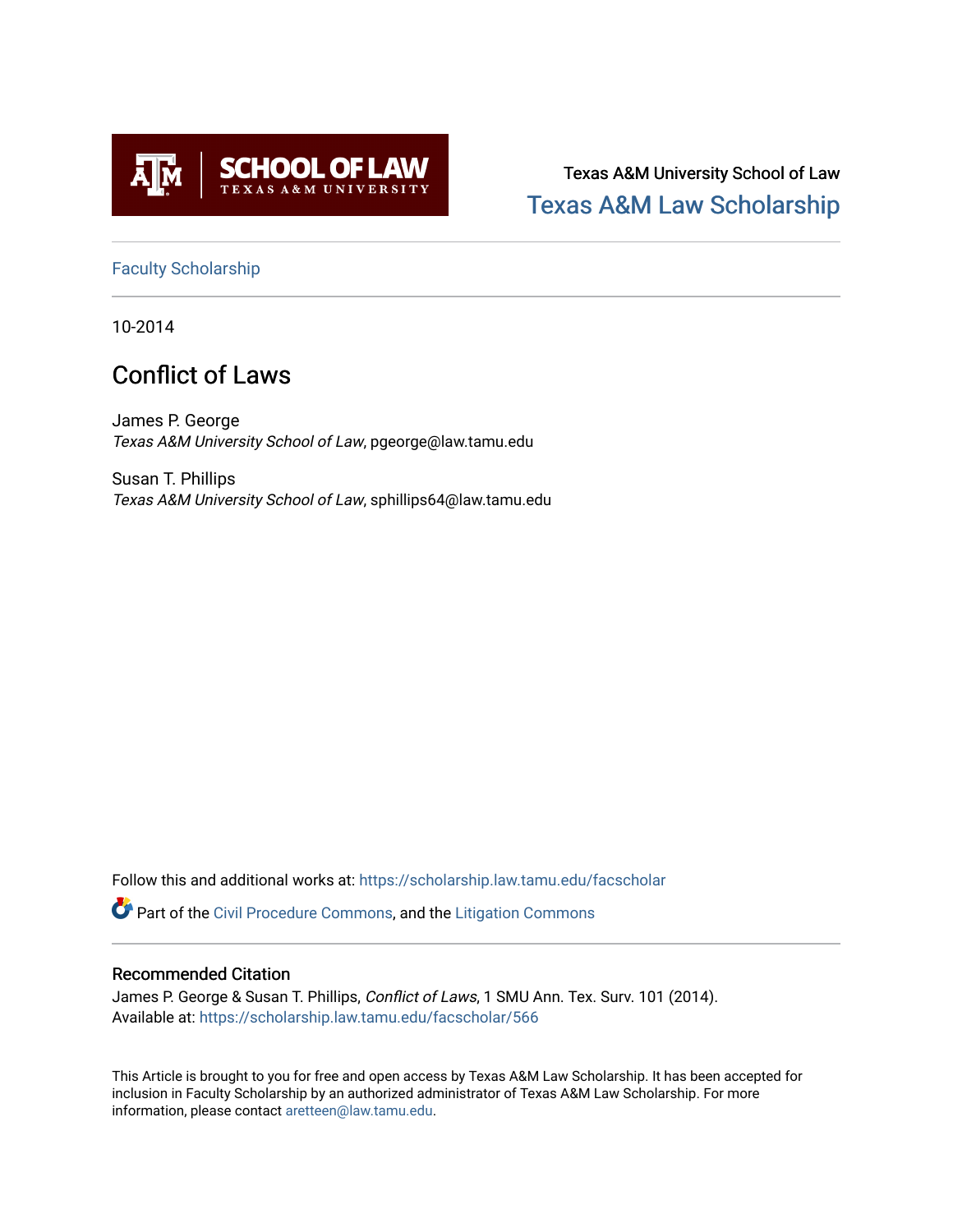Texas A&M University School of Law

Texas A&M Law Scholarship

Faculty Scholarship

10-2014

# Conflict of Laws

James P. George
*Texas A&M University School of Law*, pgeorge@law.tamu.edu

Susan T. Phillips
*Texas A&M University School of Law*, sphillips64@law.tamu.edu

Follow this and additional works at: https://scholarship.law.tamu.edu/facscholar

Part of the Civil Procedure Commons, and the Litigation Commons

## Recommended Citation

James P. George & Susan T. Phillips, *Conflict of Laws*, 1 SMU Ann. Tex. Surv. 101 (2014).
Available at: https://scholarship.law.tamu.edu/facscholar/566

This Article is brought to you for free and open access by Texas A&M Law Scholarship. It has been accepted for inclusion in Faculty Scholarship by an authorized administrator of Texas A&M Law Scholarship. For more information, please contact aretteen@law.tamu.edu.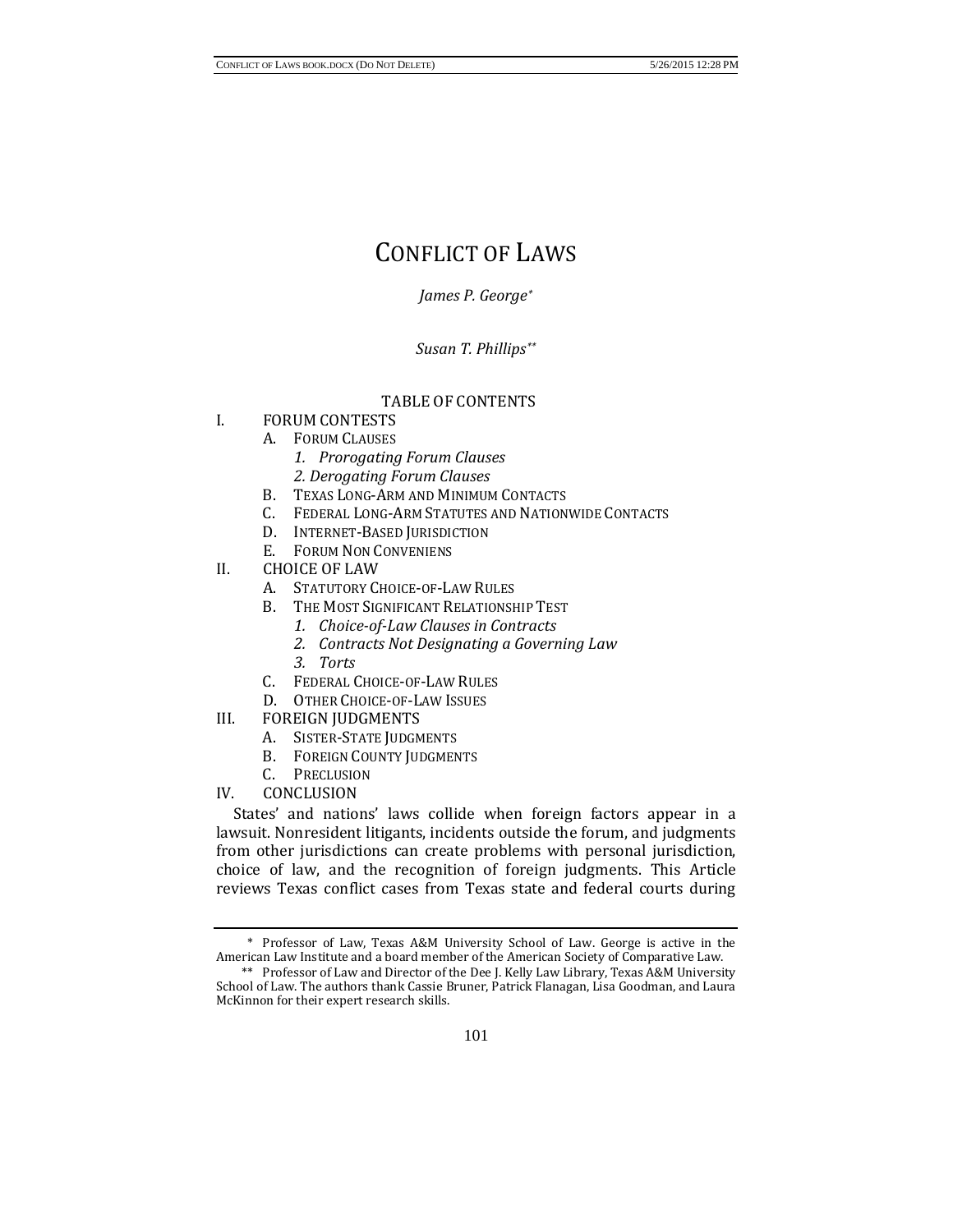# CONFLICT OF LAWS

*James P. George*[*]

*Susan T. Phillips*[**]

TABLE OF CONTENTS

I. FORUM CONTESTS
   - A. FORUM CLAUSES
     - *1. Prorogating Forum Clauses*
     - *2. Derogating Forum Clauses*
   - B. TEXAS LONG-ARM AND MINIMUM CONTACTS
   - C. FEDERAL LONG-ARM STATUTES AND NATIONWIDE CONTACTS
   - D. INTERNET-BASED JURISDICTION
   - E. FORUM NON CONVENIENS

II. CHOICE OF LAW
   - A. STATUTORY CHOICE-OF-LAW RULES
   - B. THE MOST SIGNIFICANT RELATIONSHIP TEST
     - *1. Choice-of-Law Clauses in Contracts*
     - *2. Contracts Not Designating a Governing Law*
     - *3. Torts*
   - C. FEDERAL CHOICE-OF-LAW RULES
   - D. OTHER CHOICE-OF-LAW ISSUES

III. FOREIGN JUDGMENTS
   - A. SISTER-STATE JUDGMENTS
   - B. FOREIGN COUNTY JUDGMENTS
   - C. PRECLUSION

IV. CONCLUSION

States' and nations' laws collide when foreign factors appear in a lawsuit. Nonresident litigants, incidents outside the forum, and judgments from other jurisdictions can create problems with personal jurisdiction, choice of law, and the recognition of foreign judgments. This Article reviews Texas conflict cases from Texas state and federal courts during

---

[*] Professor of Law, Texas A&M University School of Law. George is active in the American Law Institute and a board member of the American Society of Comparative Law.

[**] Professor of Law and Director of the Dee J. Kelly Law Library, Texas A&M University School of Law. The authors thank Cassie Bruner, Patrick Flanagan, Lisa Goodman, and Laura McKinnon for their expert research skills.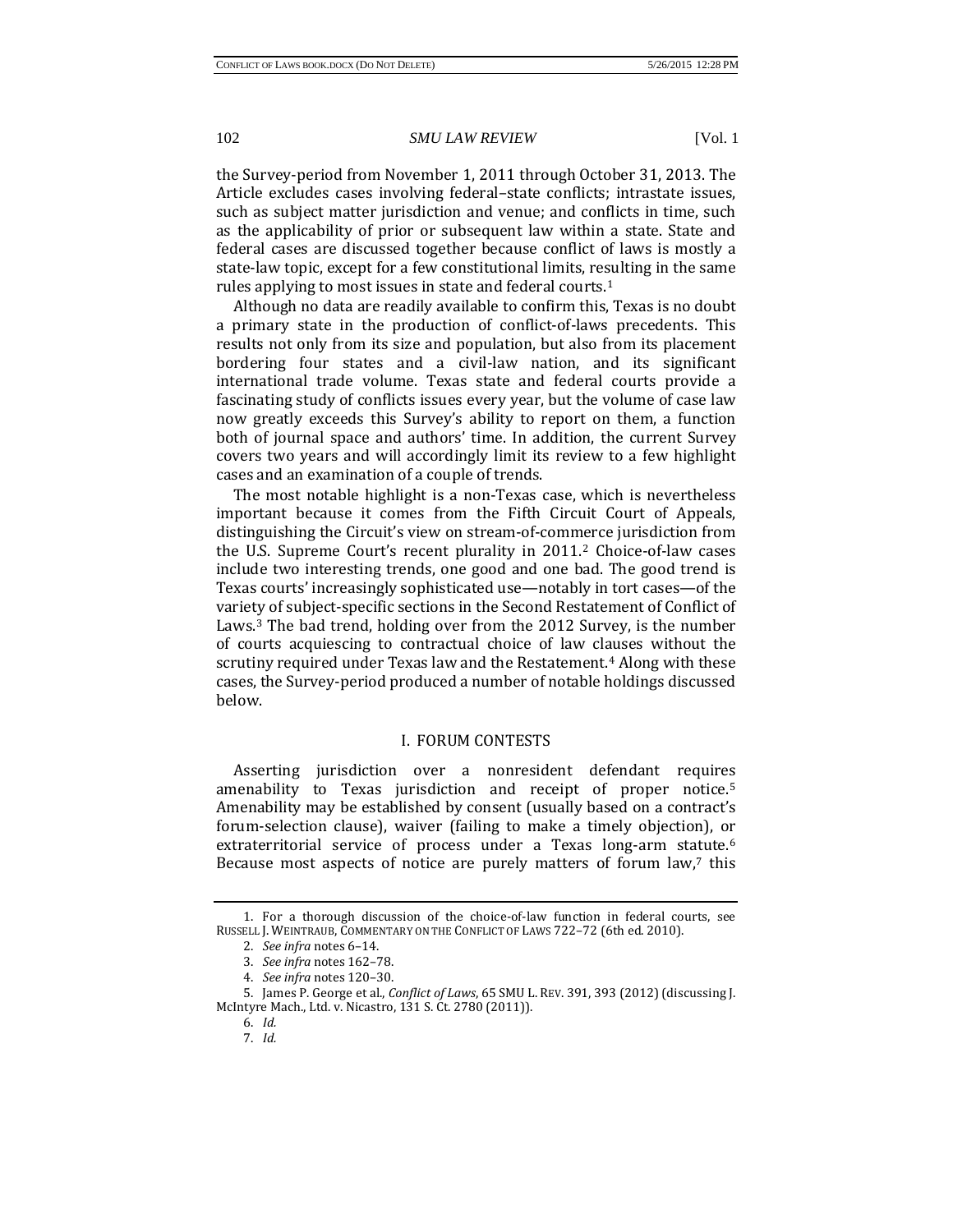the Survey-period from November 1, 2011 through October 31, 2013. The Article excludes cases involving federal–state conflicts; intrastate issues, such as subject matter jurisdiction and venue; and conflicts in time, such as the applicability of prior or subsequent law within a state. State and federal cases are discussed together because conflict of laws is mostly a state-law topic, except for a few constitutional limits, resulting in the same rules applying to most issues in state and federal courts.[1]

Although no data are readily available to confirm this, Texas is no doubt a primary state in the production of conflict-of-laws precedents. This results not only from its size and population, but also from its placement bordering four states and a civil-law nation, and its significant international trade volume. Texas state and federal courts provide a fascinating study of conflicts issues every year, but the volume of case law now greatly exceeds this Survey's ability to report on them, a function both of journal space and authors' time. In addition, the current Survey covers two years and will accordingly limit its review to a few highlight cases and an examination of a couple of trends.

The most notable highlight is a non-Texas case, which is nevertheless important because it comes from the Fifth Circuit Court of Appeals, distinguishing the Circuit's view on stream-of-commerce jurisdiction from the U.S. Supreme Court's recent plurality in 2011.[2] Choice-of-law cases include two interesting trends, one good and one bad. The good trend is Texas courts' increasingly sophisticated use—notably in tort cases—of the variety of subject-specific sections in the Second Restatement of Conflict of Laws.[3] The bad trend, holding over from the 2012 Survey, is the number of courts acquiescing to contractual choice of law clauses without the scrutiny required under Texas law and the Restatement.[4] Along with these cases, the Survey-period produced a number of notable holdings discussed below.

## I. FORUM CONTESTS

Asserting jurisdiction over a nonresident defendant requires amenability to Texas jurisdiction and receipt of proper notice.[5] Amenability may be established by consent (usually based on a contract's forum-selection clause), waiver (failing to make a timely objection), or extraterritorial service of process under a Texas long-arm statute.[6] Because most aspects of notice are purely matters of forum law,[7] this

---

1. For a thorough discussion of the choice-of-law function in federal courts, see RUSSELL J. WEINTRAUB, COMMENTARY ON THE CONFLICT OF LAWS 722–72 (6th ed. 2010).

2. *See infra* notes 6–14.

3. *See infra* notes 162–78.

4. *See infra* notes 120–30.

5. James P. George et al., *Conflict of Laws*, 65 SMU L. REV. 391, 393 (2012) (discussing J. McIntyre Mach., Ltd. v. Nicastro, 131 S. Ct. 2780 (2011)).

6. *Id.*

7. *Id.*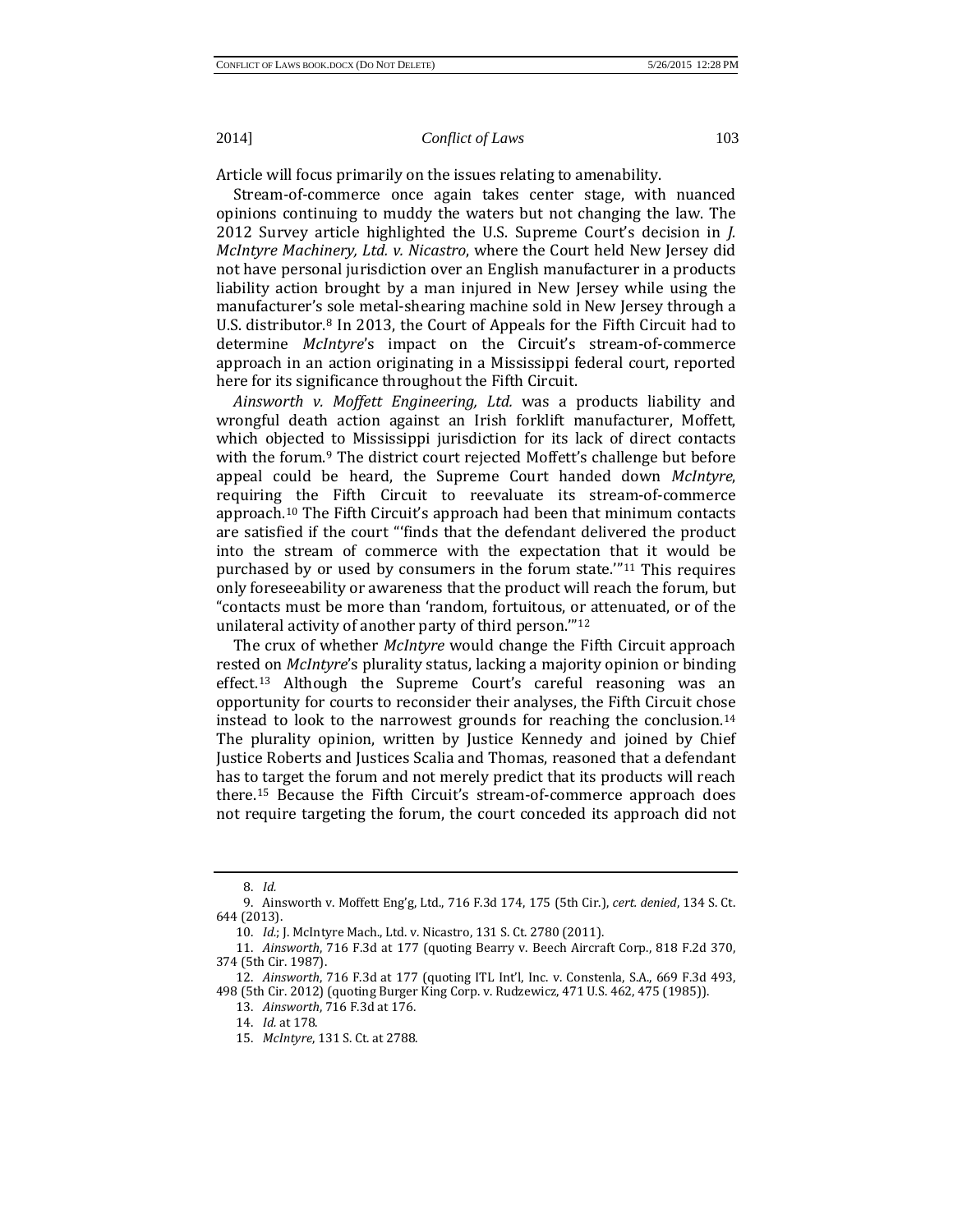Article will focus primarily on the issues relating to amenability.

Stream-of-commerce once again takes center stage, with nuanced opinions continuing to muddy the waters but not changing the law. The 2012 Survey article highlighted the U.S. Supreme Court's decision in *J. McIntyre Machinery, Ltd. v. Nicastro*, where the Court held New Jersey did not have personal jurisdiction over an English manufacturer in a products liability action brought by a man injured in New Jersey while using the manufacturer's sole metal-shearing machine sold in New Jersey through a U.S. distributor.[8] In 2013, the Court of Appeals for the Fifth Circuit had to determine *McIntyre*'s impact on the Circuit's stream-of-commerce approach in an action originating in a Mississippi federal court, reported here for its significance throughout the Fifth Circuit.

*Ainsworth v. Moffett Engineering, Ltd.* was a products liability and wrongful death action against an Irish forklift manufacturer, Moffett, which objected to Mississippi jurisdiction for its lack of direct contacts with the forum.[9] The district court rejected Moffett's challenge but before appeal could be heard, the Supreme Court handed down *McIntyre*, requiring the Fifth Circuit to reevaluate its stream-of-commerce approach.[10] The Fifth Circuit's approach had been that minimum contacts are satisfied if the court "'finds that the defendant delivered the product into the stream of commerce with the expectation that it would be purchased by or used by consumers in the forum state.'"[11] This requires only foreseeability or awareness that the product will reach the forum, but "contacts must be more than 'random, fortuitous, or attenuated, or of the unilateral activity of another party of third person.'"[12]

The crux of whether *McIntyre* would change the Fifth Circuit approach rested on *McIntyre*'s plurality status, lacking a majority opinion or binding effect.[13] Although the Supreme Court's careful reasoning was an opportunity for courts to reconsider their analyses, the Fifth Circuit chose instead to look to the narrowest grounds for reaching the conclusion.[14] The plurality opinion, written by Justice Kennedy and joined by Chief Justice Roberts and Justices Scalia and Thomas, reasoned that a defendant has to target the forum and not merely predict that its products will reach there.[15] Because the Fifth Circuit's stream-of-commerce approach does not require targeting the forum, the court conceded its approach did not

---

8. *Id.*

9. Ainsworth v. Moffett Eng'g, Ltd., 716 F.3d 174, 175 (5th Cir.), *cert. denied*, 134 S. Ct. 644 (2013).

10. *Id.*; J. McIntyre Mach., Ltd. v. Nicastro, 131 S. Ct. 2780 (2011).

11. *Ainsworth*, 716 F.3d at 177 (quoting Bearry v. Beech Aircraft Corp., 818 F.2d 370, 374 (5th Cir. 1987).

12. *Ainsworth*, 716 F.3d at 177 (quoting ITL Int'l, Inc. v. Constenla, S.A., 669 F.3d 493, 498 (5th Cir. 2012) (quoting Burger King Corp. v. Rudzewicz, 471 U.S. 462, 475 (1985)).

13. *Ainsworth*, 716 F.3d at 176.

14. *Id.* at 178.

15. *McIntyre*, 131 S. Ct. at 2788.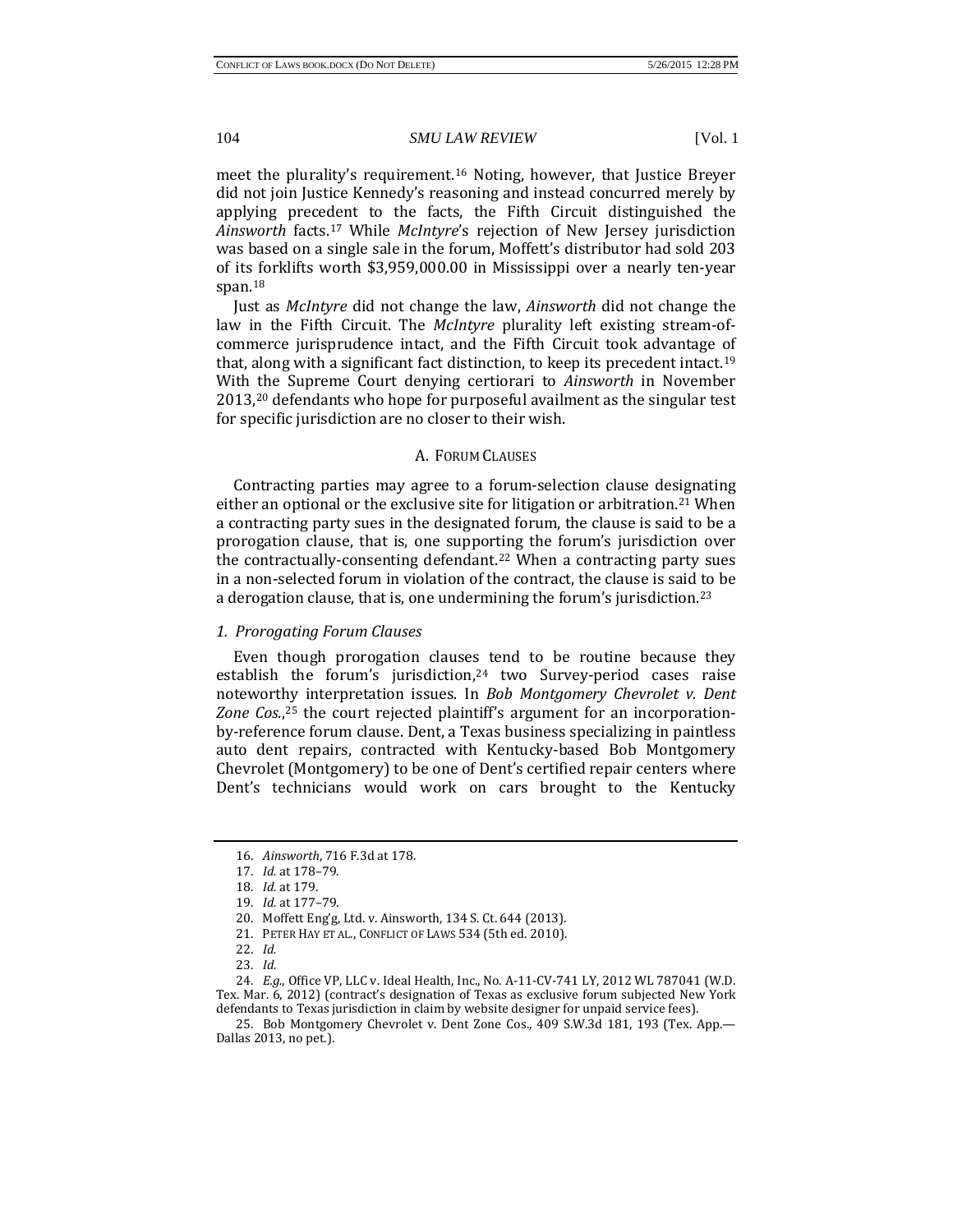meet the plurality's requirement.[16] Noting, however, that Justice Breyer did not join Justice Kennedy's reasoning and instead concurred merely by applying precedent to the facts, the Fifth Circuit distinguished the *Ainsworth* facts.[17] While *McIntyre*'s rejection of New Jersey jurisdiction was based on a single sale in the forum, Moffett's distributor had sold 203 of its forklifts worth $3,959,000.00 in Mississippi over a nearly ten-year span.[18]

Just as *McIntyre* did not change the law, *Ainsworth* did not change the law in the Fifth Circuit. The *McIntyre* plurality left existing stream-of-commerce jurisprudence intact, and the Fifth Circuit took advantage of that, along with a significant fact distinction, to keep its precedent intact.[19] With the Supreme Court denying certiorari to *Ainsworth* in November 2013,[20] defendants who hope for purposeful availment as the singular test for specific jurisdiction are no closer to their wish.

### A. Forum Clauses

Contracting parties may agree to a forum-selection clause designating either an optional or the exclusive site for litigation or arbitration.[21] When a contracting party sues in the designated forum, the clause is said to be a prorogation clause, that is, one supporting the forum's jurisdiction over the contractually-consenting defendant.[22] When a contracting party sues in a non-selected forum in violation of the contract, the clause is said to be a derogation clause, that is, one undermining the forum's jurisdiction.[23]

#### *1. Prorogating Forum Clauses*

Even though prorogation clauses tend to be routine because they establish the forum's jurisdiction,[24] two Survey-period cases raise noteworthy interpretation issues. In *Bob Montgomery Chevrolet v. Dent Zone Cos.*,[25] the court rejected plaintiff's argument for an incorporation-by-reference forum clause. Dent, a Texas business specializing in paintless auto dent repairs, contracted with Kentucky-based Bob Montgomery Chevrolet (Montgomery) to be one of Dent's certified repair centers where Dent's technicians would work on cars brought to the Kentucky

---

16. *Ainsworth*, 716 F.3d at 178.

17. *Id.* at 178–79.

18. *Id.* at 179.

19. *Id.* at 177–79.

20. Moffett Eng'g, Ltd. v. Ainsworth, 134 S. Ct. 644 (2013).

21. Peter Hay et al., Conflict of Laws 534 (5th ed. 2010).

22. *Id.*

23. *Id.*

24. *E.g.*, Office VP, LLC v. Ideal Health, Inc., No. A-11-CV-741 LY, 2012 WL 787041 (W.D. Tex. Mar. 6, 2012) (contract's designation of Texas as exclusive forum subjected New York defendants to Texas jurisdiction in claim by website designer for unpaid service fees).

25. Bob Montgomery Chevrolet v. Dent Zone Cos., 409 S.W.3d 181, 193 (Tex. App.—Dallas 2013, no pet.).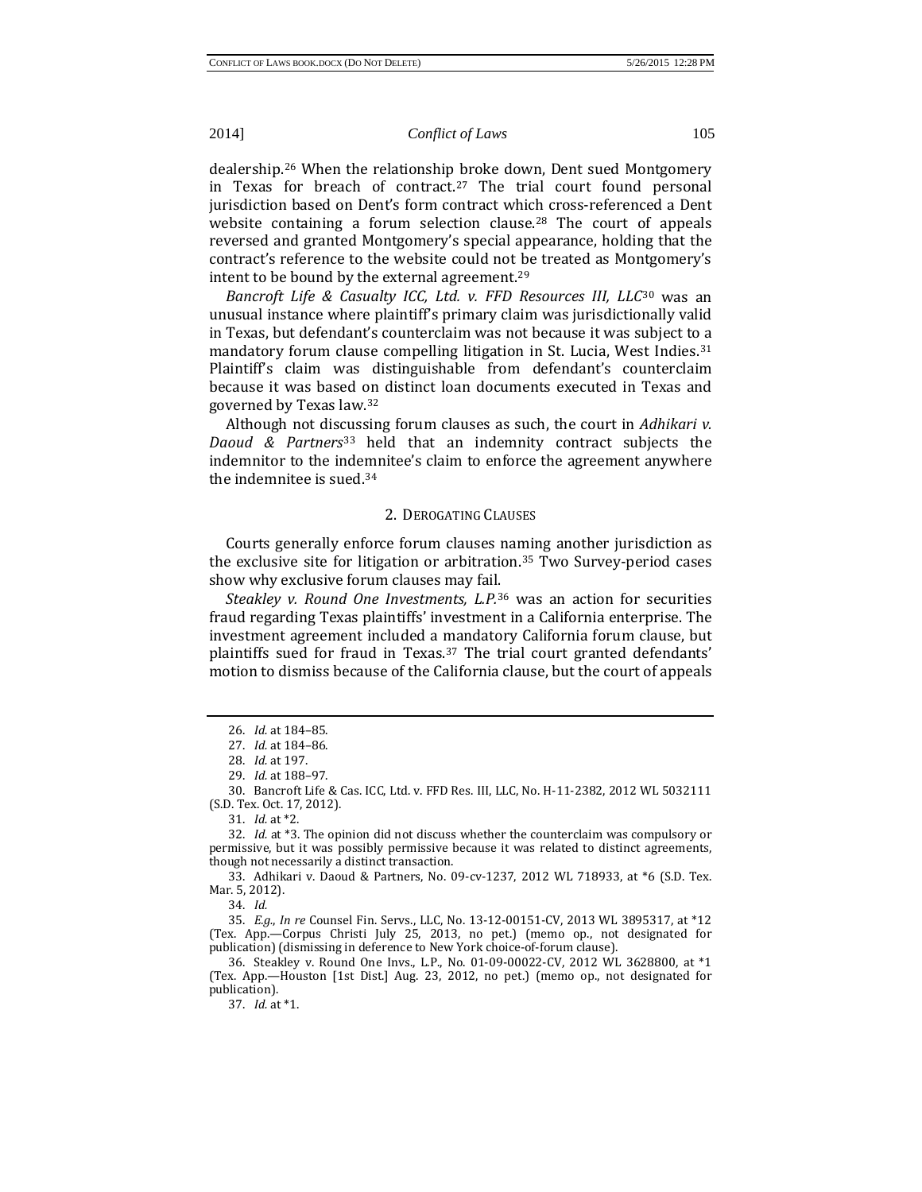dealership.[26] When the relationship broke down, Dent sued Montgomery in Texas for breach of contract.[27] The trial court found personal jurisdiction based on Dent's form contract which cross-referenced a Dent website containing a forum selection clause.[28] The court of appeals reversed and granted Montgomery's special appearance, holding that the contract's reference to the website could not be treated as Montgomery's intent to be bound by the external agreement.[29]

*Bancroft Life & Casualty ICC, Ltd. v. FFD Resources III, LLC*[30] was an unusual instance where plaintiff's primary claim was jurisdictionally valid in Texas, but defendant's counterclaim was not because it was subject to a mandatory forum clause compelling litigation in St. Lucia, West Indies.[31] Plaintiff's claim was distinguishable from defendant's counterclaim because it was based on distinct loan documents executed in Texas and governed by Texas law.[32]

Although not discussing forum clauses as such, the court in *Adhikari v. Daoud & Partners*[33] held that an indemnity contract subjects the indemnitor to the indemnitee's claim to enforce the agreement anywhere the indemnitee is sued.[34]

### 2. Derogating Clauses

Courts generally enforce forum clauses naming another jurisdiction as the exclusive site for litigation or arbitration.[35] Two Survey-period cases show why exclusive forum clauses may fail.

*Steakley v. Round One Investments, L.P.*[36] was an action for securities fraud regarding Texas plaintiffs' investment in a California enterprise. The investment agreement included a mandatory California forum clause, but plaintiffs sued for fraud in Texas.[37] The trial court granted defendants' motion to dismiss because of the California clause, but the court of appeals

---

26. *Id.* at 184–85.

27. *Id.* at 184–86.

28. *Id.* at 197.

29. *Id.* at 188–97.

30. Bancroft Life & Cas. ICC, Ltd. v. FFD Res. III, LLC, No. H-11-2382, 2012 WL 5032111 (S.D. Tex. Oct. 17, 2012).

31. *Id.* at *2.

32. *Id.* at *3. The opinion did not discuss whether the counterclaim was compulsory or permissive, but it was possibly permissive because it was related to distinct agreements, though not necessarily a distinct transaction.

33. Adhikari v. Daoud & Partners, No. 09-cv-1237, 2012 WL 718933, at *6 (S.D. Tex. Mar. 5, 2012).

34. *Id.*

35. *E.g.*, *In re* Counsel Fin. Servs., LLC, No. 13-12-00151-CV, 2013 WL 3895317, at *12 (Tex. App.—Corpus Christi July 25, 2013, no pet.) (memo op., not designated for publication) (dismissing in deference to New York choice-of-forum clause).

36. Steakley v. Round One Invs., L.P., No. 01-09-00022-CV, 2012 WL 3628800, at *1 (Tex. App.—Houston [1st Dist.] Aug. 23, 2012, no pet.) (memo op., not designated for publication).

37. *Id.* at *1.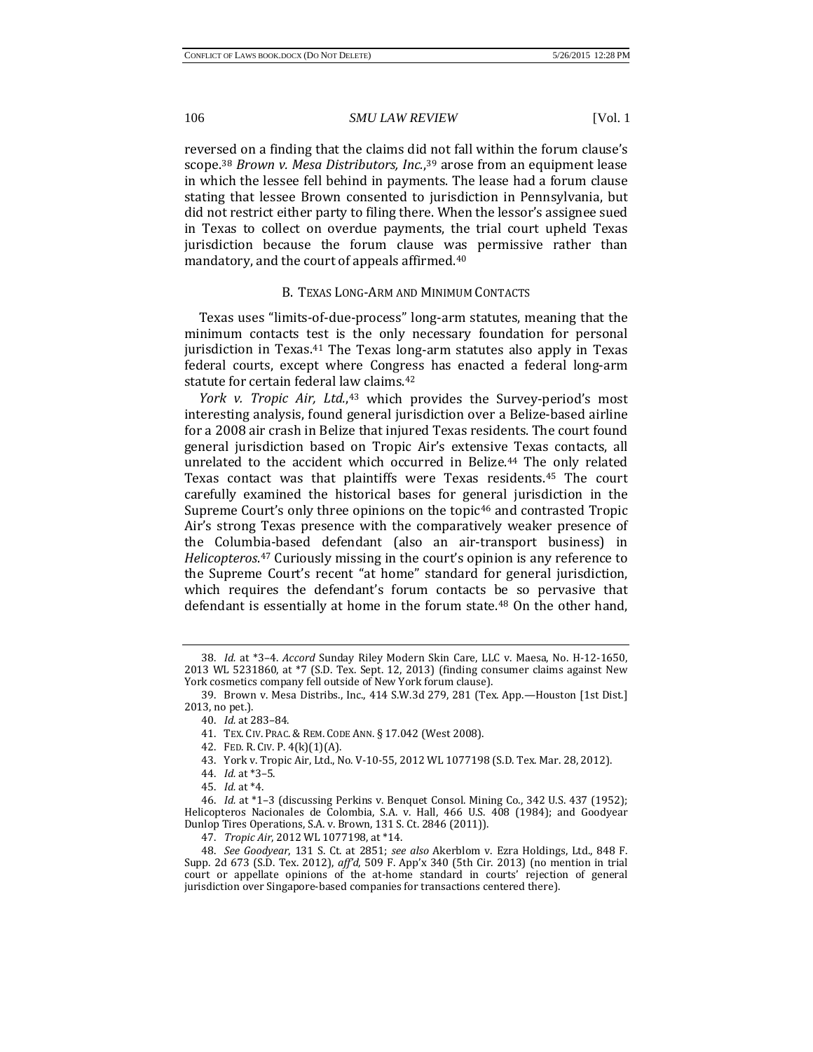reversed on a finding that the claims did not fall within the forum clause's scope.[38] *Brown v. Mesa Distributors, Inc.*,[39] arose from an equipment lease in which the lessee fell behind in payments. The lease had a forum clause stating that lessee Brown consented to jurisdiction in Pennsylvania, but did not restrict either party to filing there. When the lessor's assignee sued in Texas to collect on overdue payments, the trial court upheld Texas jurisdiction because the forum clause was permissive rather than mandatory, and the court of appeals affirmed.[40]

### B. Texas Long-Arm and Minimum Contacts

Texas uses "limits-of-due-process" long-arm statutes, meaning that the minimum contacts test is the only necessary foundation for personal jurisdiction in Texas.[41] The Texas long-arm statutes also apply in Texas federal courts, except where Congress has enacted a federal long-arm statute for certain federal law claims.[42]

*York v. Tropic Air, Ltd.*,[43] which provides the Survey-period's most interesting analysis, found general jurisdiction over a Belize-based airline for a 2008 air crash in Belize that injured Texas residents. The court found general jurisdiction based on Tropic Air's extensive Texas contacts, all unrelated to the accident which occurred in Belize.[44] The only related Texas contact was that plaintiffs were Texas residents.[45] The court carefully examined the historical bases for general jurisdiction in the Supreme Court's only three opinions on the topic[46] and contrasted Tropic Air's strong Texas presence with the comparatively weaker presence of the Columbia-based defendant (also an air-transport business) in *Helicopteros*.[47] Curiously missing in the court's opinion is any reference to the Supreme Court's recent "at home" standard for general jurisdiction, which requires the defendant's forum contacts be so pervasive that defendant is essentially at home in the forum state.[48] On the other hand,

---

38. *Id.* at *3–4. *Accord* Sunday Riley Modern Skin Care, LLC v. Maesa, No. H-12-1650, 2013 WL 5231860, at *7 (S.D. Tex. Sept. 12, 2013) (finding consumer claims against New York cosmetics company fell outside of New York forum clause).

39. Brown v. Mesa Distribs., Inc., 414 S.W.3d 279, 281 (Tex. App.—Houston [1st Dist.] 2013, no pet.).

40. *Id.* at 283–84.

41. Tex. Civ. Prac. & Rem. Code Ann. § 17.042 (West 2008).

42. Fed. R. Civ. P. 4(k)(1)(A).

43. York v. Tropic Air, Ltd., No. V-10-55, 2012 WL 1077198 (S.D. Tex. Mar. 28, 2012).

44. *Id.* at *3–5.

45. *Id.* at *4.

46. *Id.* at *1–3 (discussing Perkins v. Benquet Consol. Mining Co., 342 U.S. 437 (1952); Helicopteros Nacionales de Colombia, S.A. v. Hall, 466 U.S. 408 (1984); and Goodyear Dunlop Tires Operations, S.A. v. Brown, 131 S. Ct. 2846 (2011)).

47. *Tropic Air*, 2012 WL 1077198, at *14.

48. *See Goodyear*, 131 S. Ct. at 2851; *see also* Akerblom v. Ezra Holdings, Ltd., 848 F. Supp. 2d 673 (S.D. Tex. 2012), *aff'd*, 509 F. App'x 340 (5th Cir. 2013) (no mention in trial court or appellate opinions of the at-home standard in courts' rejection of general jurisdiction over Singapore-based companies for transactions centered there).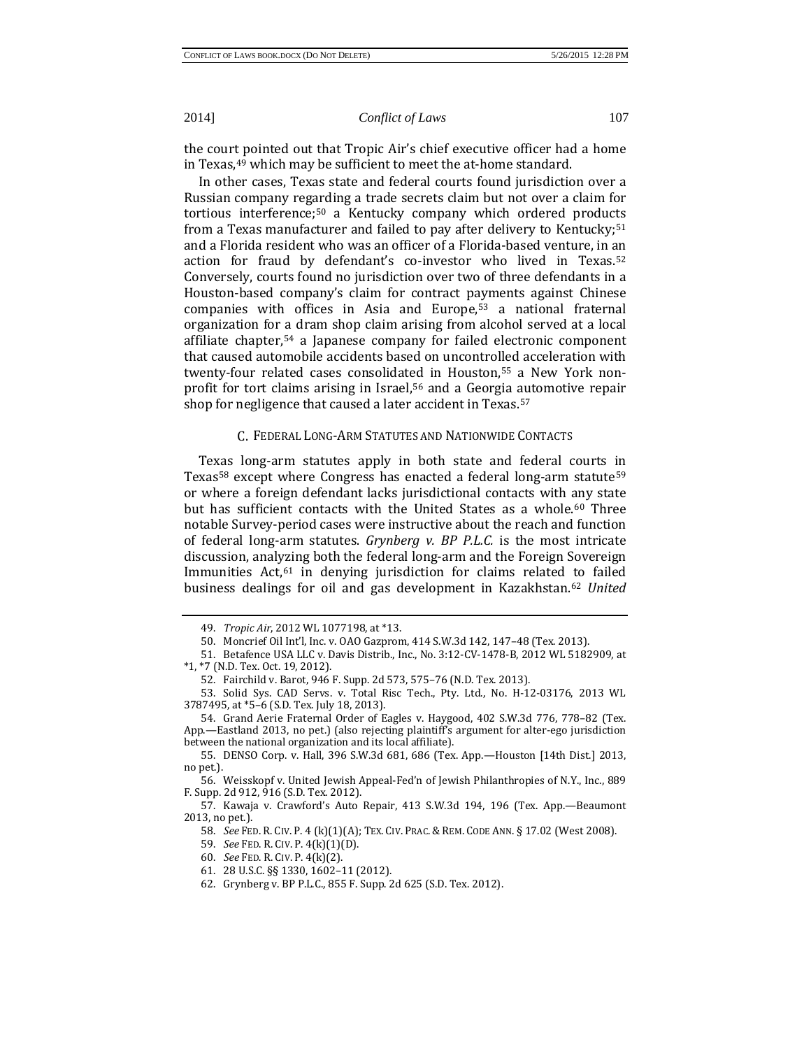the court pointed out that Tropic Air's chief executive officer had a home in Texas,[49] which may be sufficient to meet the at-home standard.

In other cases, Texas state and federal courts found jurisdiction over a Russian company regarding a trade secrets claim but not over a claim for tortious interference;[50] a Kentucky company which ordered products from a Texas manufacturer and failed to pay after delivery to Kentucky;[51] and a Florida resident who was an officer of a Florida-based venture, in an action for fraud by defendant's co-investor who lived in Texas.[52] Conversely, courts found no jurisdiction over two of three defendants in a Houston-based company's claim for contract payments against Chinese companies with offices in Asia and Europe,[53] a national fraternal organization for a dram shop claim arising from alcohol served at a local affiliate chapter,[54] a Japanese company for failed electronic component that caused automobile accidents based on uncontrolled acceleration with twenty-four related cases consolidated in Houston,[55] a New York non-profit for tort claims arising in Israel,[56] and a Georgia automotive repair shop for negligence that caused a later accident in Texas.[57]

### C. Federal Long-Arm Statutes and Nationwide Contacts

Texas long-arm statutes apply in both state and federal courts in Texas[58] except where Congress has enacted a federal long-arm statute[59] or where a foreign defendant lacks jurisdictional contacts with any state but has sufficient contacts with the United States as a whole.[60] Three notable Survey-period cases were instructive about the reach and function of federal long-arm statutes. *Grynberg v. BP P.L.C.* is the most intricate discussion, analyzing both the federal long-arm and the Foreign Sovereign Immunities Act,[61] in denying jurisdiction for claims related to failed business dealings for oil and gas development in Kazakhstan.[62] *United*

---

49. *Tropic Air*, 2012 WL 1077198, at *13.

50. Moncrief Oil Int'l, Inc. v. OAO Gazprom, 414 S.W.3d 142, 147–48 (Tex. 2013).

51. Betafence USA LLC v. Davis Distrib., Inc., No. 3:12-CV-1478-B, 2012 WL 5182909, at *1, *7 (N.D. Tex. Oct. 19, 2012).

52. Fairchild v. Barot, 946 F. Supp. 2d 573, 575–76 (N.D. Tex. 2013).

53. Solid Sys. CAD Servs. v. Total Risc Tech., Pty. Ltd., No. H-12-03176, 2013 WL 3787495, at *5–6 (S.D. Tex. July 18, 2013).

54. Grand Aerie Fraternal Order of Eagles v. Haygood, 402 S.W.3d 776, 778–82 (Tex. App.—Eastland 2013, no pet.) (also rejecting plaintiff's argument for alter-ego jurisdiction between the national organization and its local affiliate).

55. DENSO Corp. v. Hall, 396 S.W.3d 681, 686 (Tex. App.—Houston [14th Dist.] 2013, no pet.).

56. Weisskopf v. United Jewish Appeal-Fed'n of Jewish Philanthropies of N.Y., Inc., 889 F. Supp. 2d 912, 916 (S.D. Tex. 2012).

57. Kawaja v. Crawford's Auto Repair, 413 S.W.3d 194, 196 (Tex. App.—Beaumont 2013, no pet.).

58. *See* Fed. R. Civ. P. 4 (k)(1)(A); Tex. Civ. Prac. & Rem. Code Ann. § 17.02 (West 2008).

59. *See* Fed. R. Civ. P. 4(k)(1)(D).

60. *See* Fed. R. Civ. P. 4(k)(2).

61. 28 U.S.C. §§ 1330, 1602–11 (2012).

62. Grynberg v. BP P.L.C., 855 F. Supp. 2d 625 (S.D. Tex. 2012).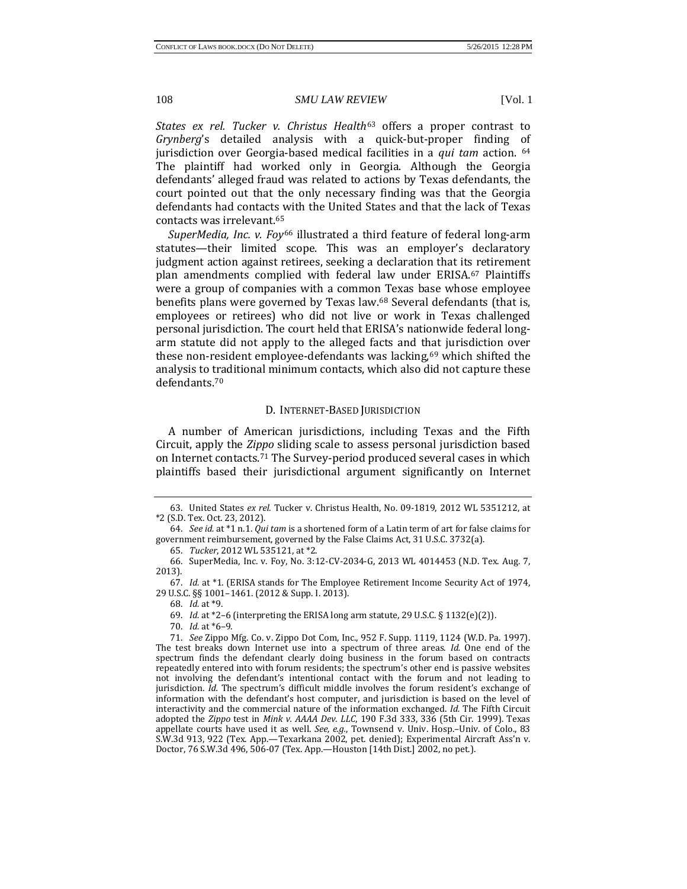*States ex rel. Tucker v. Christus Health*[63] offers a proper contrast to *Grynberg*'s detailed analysis with a quick-but-proper finding of jurisdiction over Georgia-based medical facilities in a *qui tam* action. [64] The plaintiff had worked only in Georgia. Although the Georgia defendants' alleged fraud was related to actions by Texas defendants, the court pointed out that the only necessary finding was that the Georgia defendants had contacts with the United States and that the lack of Texas contacts was irrelevant.[65]

*SuperMedia, Inc. v. Foy*[66] illustrated a third feature of federal long-arm statutes—their limited scope. This was an employer's declaratory judgment action against retirees, seeking a declaration that its retirement plan amendments complied with federal law under ERISA.[67] Plaintiffs were a group of companies with a common Texas base whose employee benefits plans were governed by Texas law.[68] Several defendants (that is, employees or retirees) who did not live or work in Texas challenged personal jurisdiction. The court held that ERISA's nationwide federal long-arm statute did not apply to the alleged facts and that jurisdiction over these non-resident employee-defendants was lacking,[69] which shifted the analysis to traditional minimum contacts, which also did not capture these defendants.[70]

### D. INTERNET-BASED JURISDICTION

A number of American jurisdictions, including Texas and the Fifth Circuit, apply the *Zippo* sliding scale to assess personal jurisdiction based on Internet contacts.[71] The Survey-period produced several cases in which plaintiffs based their jurisdictional argument significantly on Internet

---

63. United States *ex rel*. Tucker v. Christus Health, No. 09-1819, 2012 WL 5351212, at *2 (S.D. Tex. Oct. 23, 2012).

64. *See id.* at *1 n.1. *Qui tam* is a shortened form of a Latin term of art for false claims for government reimbursement, governed by the False Claims Act, 31 U.S.C. 3732(a).

65. *Tucker*, 2012 WL 535121, at *2.

66. SuperMedia, Inc. v. Foy, No. 3:12-CV-2034-G, 2013 WL 4014453 (N.D. Tex. Aug. 7, 2013).

67. *Id.* at *1. (ERISA stands for The Employee Retirement Income Security Act of 1974, 29 U.S.C. §§ 1001–1461. (2012 & Supp. I. 2013).

68. *Id.* at *9.

69. *Id.* at *2–6 (interpreting the ERISA long arm statute, 29 U.S.C. § 1132(e)(2)).

70. *Id.* at *6–9.

71. *See* Zippo Mfg. Co. v. Zippo Dot Com, Inc., 952 F. Supp. 1119, 1124 (W.D. Pa. 1997). The test breaks down Internet use into a spectrum of three areas. *Id.* One end of the spectrum finds the defendant clearly doing business in the forum based on contracts repeatedly entered into with forum residents; the spectrum's other end is passive websites not involving the defendant's intentional contact with the forum and not leading to jurisdiction. *Id.* The spectrum's difficult middle involves the forum resident's exchange of information with the defendant's host computer, and jurisdiction is based on the level of interactivity and the commercial nature of the information exchanged. *Id.* The Fifth Circuit adopted the *Zippo* test in *Mink v. AAAA Dev. LLC*, 190 F.3d 333, 336 (5th Cir. 1999). Texas appellate courts have used it as well. *See, e.g.*, Townsend v. Univ. Hosp.–Univ. of Colo., 83 S.W.3d 913, 922 (Tex. App.—Texarkana 2002, pet. denied); Experimental Aircraft Ass'n v. Doctor, 76 S.W.3d 496, 506-07 (Tex. App.—Houston [14th Dist.] 2002, no pet.).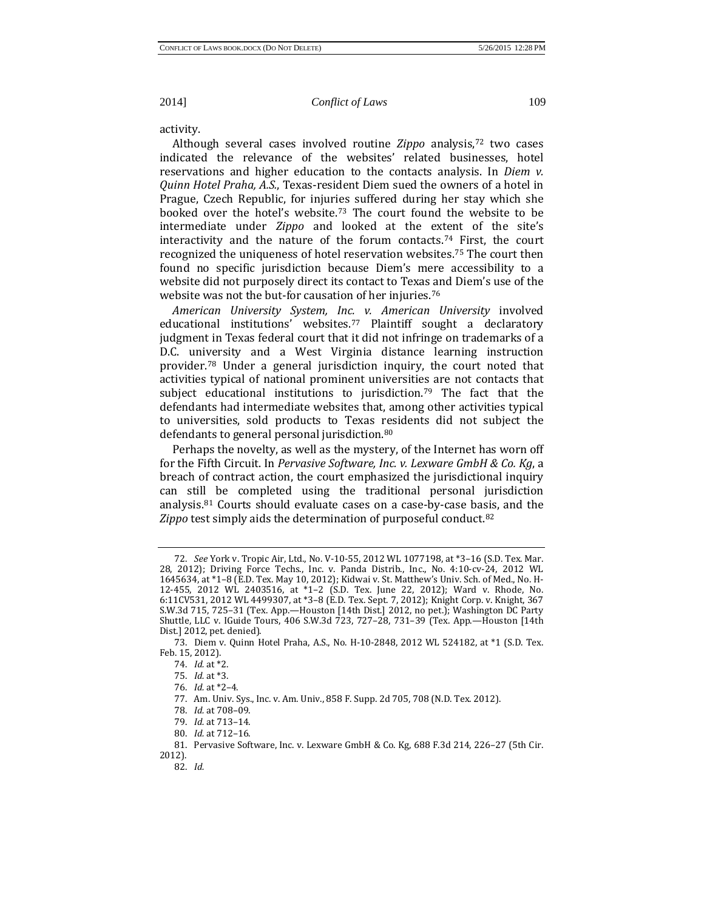activity.

Although several cases involved routine *Zippo* analysis,[72] two cases indicated the relevance of the websites' related businesses, hotel reservations and higher education to the contacts analysis. In *Diem v. Quinn Hotel Praha, A.S.*, Texas-resident Diem sued the owners of a hotel in Prague, Czech Republic, for injuries suffered during her stay which she booked over the hotel's website.[73] The court found the website to be intermediate under *Zippo* and looked at the extent of the site's interactivity and the nature of the forum contacts.[74] First, the court recognized the uniqueness of hotel reservation websites.[75] The court then found no specific jurisdiction because Diem's mere accessibility to a website did not purposely direct its contact to Texas and Diem's use of the website was not the but-for causation of her injuries.[76]

*American University System, Inc. v. American University* involved educational institutions' websites.[77] Plaintiff sought a declaratory judgment in Texas federal court that it did not infringe on trademarks of a D.C. university and a West Virginia distance learning instruction provider.[78] Under a general jurisdiction inquiry, the court noted that activities typical of national prominent universities are not contacts that subject educational institutions to jurisdiction.[79] The fact that the defendants had intermediate websites that, among other activities typical to universities, sold products to Texas residents did not subject the defendants to general personal jurisdiction.[80]

Perhaps the novelty, as well as the mystery, of the Internet has worn off for the Fifth Circuit. In *Pervasive Software, Inc. v. Lexware GmbH & Co. Kg*, a breach of contract action, the court emphasized the jurisdictional inquiry can still be completed using the traditional personal jurisdiction analysis.[81] Courts should evaluate cases on a case-by-case basis, and the *Zippo* test simply aids the determination of purposeful conduct.[82]

---

72. *See* York v. Tropic Air, Ltd., No. V-10-55, 2012 WL 1077198, at *3–16 (S.D. Tex. Mar. 28, 2012); Driving Force Techs., Inc. v. Panda Distrib., Inc., No. 4:10-cv-24, 2012 WL 1645634, at *1–8 (E.D. Tex. May 10, 2012); Kidwai v. St. Matthew's Univ. Sch. of Med., No. H-12-455, 2012 WL 2403516, at *1–2 (S.D. Tex. June 22, 2012); Ward v. Rhode, No. 6:11CV531, 2012 WL 4499307, at *3–8 (E.D. Tex. Sept. 7, 2012); Knight Corp. v. Knight, 367 S.W.3d 715, 725–31 (Tex. App.—Houston [14th Dist.] 2012, no pet.); Washington DC Party Shuttle, LLC v. IGuide Tours, 406 S.W.3d 723, 727–28, 731–39 (Tex. App.—Houston [14th Dist.] 2012, pet. denied).

73. Diem v. Quinn Hotel Praha, A.S., No. H-10-2848, 2012 WL 524182, at *1 (S.D. Tex. Feb. 15, 2012).

74. *Id.* at *2.

75. *Id.* at *3.

76. *Id.* at *2–4.

77. Am. Univ. Sys., Inc. v. Am. Univ., 858 F. Supp. 2d 705, 708 (N.D. Tex. 2012).

78. *Id.* at 708–09.

79. *Id.* at 713–14.

80. *Id.* at 712–16.

81. Pervasive Software, Inc. v. Lexware GmbH & Co. Kg, 688 F.3d 214, 226–27 (5th Cir. 2012).

82. *Id.*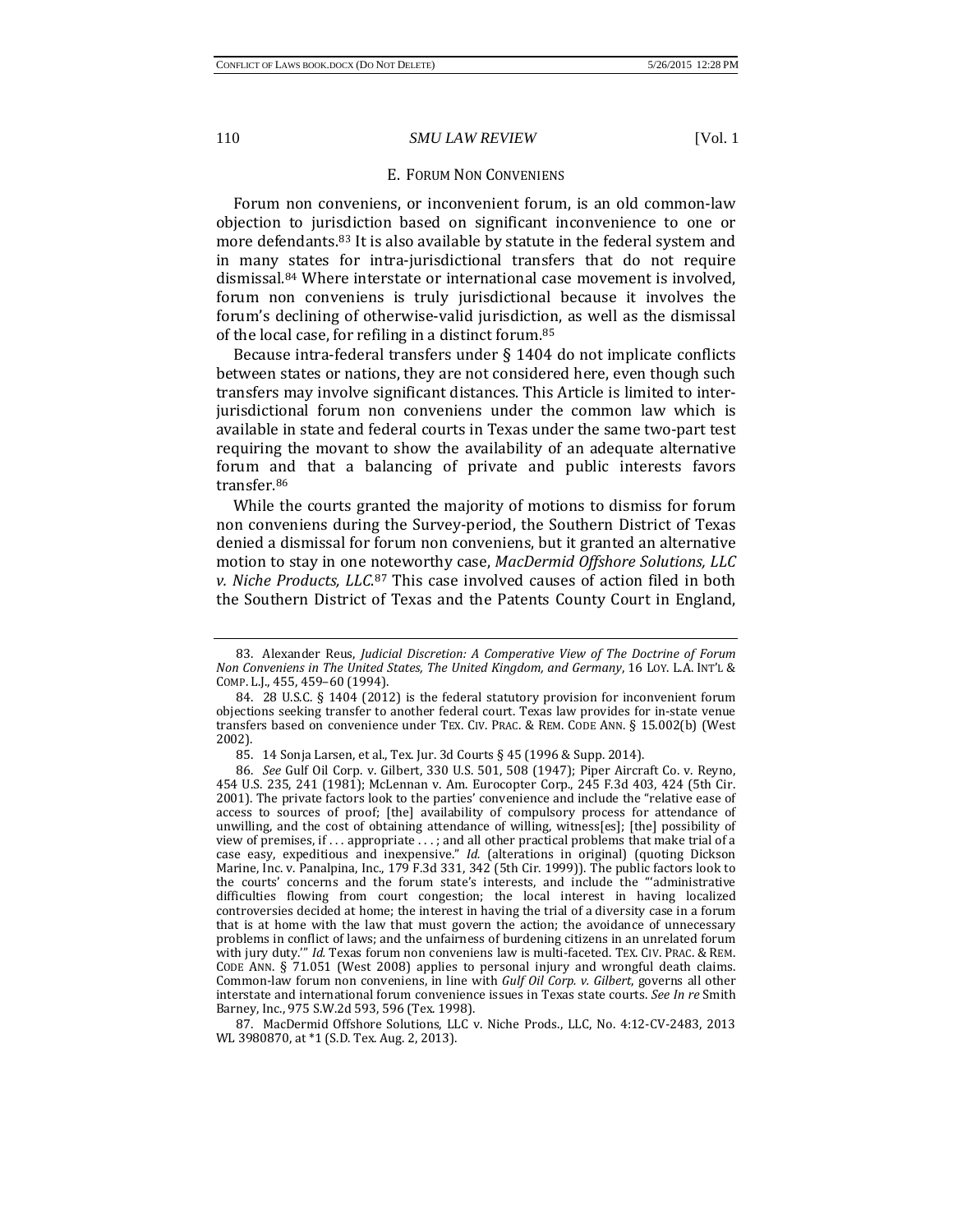### E. Forum Non Conveniens

Forum non conveniens, or inconvenient forum, is an old common-law objection to jurisdiction based on significant inconvenience to one or more defendants.[83] It is also available by statute in the federal system and in many states for intra-jurisdictional transfers that do not require dismissal.[84] Where interstate or international case movement is involved, forum non conveniens is truly jurisdictional because it involves the forum's declining of otherwise-valid jurisdiction, as well as the dismissal of the local case, for refiling in a distinct forum.[85]

Because intra-federal transfers under § 1404 do not implicate conflicts between states or nations, they are not considered here, even though such transfers may involve significant distances. This Article is limited to inter-jurisdictional forum non conveniens under the common law which is available in state and federal courts in Texas under the same two-part test requiring the movant to show the availability of an adequate alternative forum and that a balancing of private and public interests favors transfer.[86]

While the courts granted the majority of motions to dismiss for forum non conveniens during the Survey-period, the Southern District of Texas denied a dismissal for forum non conveniens, but it granted an alternative motion to stay in one noteworthy case, *MacDermid Offshore Solutions, LLC v. Niche Products, LLC*.[87] This case involved causes of action filed in both the Southern District of Texas and the Patents County Court in England,

---

83. Alexander Reus, *Judicial Discretion: A Comperative View of The Doctrine of Forum Non Conveniens in The United States, The United Kingdom, and Germany*, 16 Loy. L.A. Int'l & Comp. L.J., 455, 459–60 (1994).

84. 28 U.S.C. § 1404 (2012) is the federal statutory provision for inconvenient forum objections seeking transfer to another federal court. Texas law provides for in-state venue transfers based on convenience under Tex. Civ. Prac. & Rem. Code Ann. § 15.002(b) (West 2002).

85. 14 Sonja Larsen, et al., Tex. Jur. 3d Courts § 45 (1996 & Supp. 2014).

86. *See* Gulf Oil Corp. v. Gilbert, 330 U.S. 501, 508 (1947); Piper Aircraft Co. v. Reyno, 454 U.S. 235, 241 (1981); McLennan v. Am. Eurocopter Corp., 245 F.3d 403, 424 (5th Cir. 2001). The private factors look to the parties' convenience and include the "relative ease of access to sources of proof; [the] availability of compulsory process for attendance of unwilling, and the cost of obtaining attendance of willing, witness[es]; [the] possibility of view of premises, if . . . appropriate . . . ; and all other practical problems that make trial of a case easy, expeditious and inexpensive." *Id.* (alterations in original) (quoting Dickson Marine, Inc. v. Panalpina, Inc., 179 F.3d 331, 342 (5th Cir. 1999)). The public factors look to the courts' concerns and the forum state's interests, and include the "'administrative difficulties flowing from court congestion; the local interest in having localized controversies decided at home; the interest in having the trial of a diversity case in a forum that is at home with the law that must govern the action; the avoidance of unnecessary problems in conflict of laws; and the unfairness of burdening citizens in an unrelated forum with jury duty.'" *Id.* Texas forum non conveniens law is multi-faceted. Tex. Civ. Prac. & Rem. Code Ann. § 71.051 (West 2008) applies to personal injury and wrongful death claims. Common-law forum non conveniens, in line with *Gulf Oil Corp. v. Gilbert*, governs all other interstate and international forum convenience issues in Texas state courts. *See In re* Smith Barney, Inc., 975 S.W.2d 593, 596 (Tex. 1998).

87. MacDermid Offshore Solutions, LLC v. Niche Prods., LLC, No. 4:12-CV-2483, 2013 WL 3980870, at *1 (S.D. Tex. Aug. 2, 2013).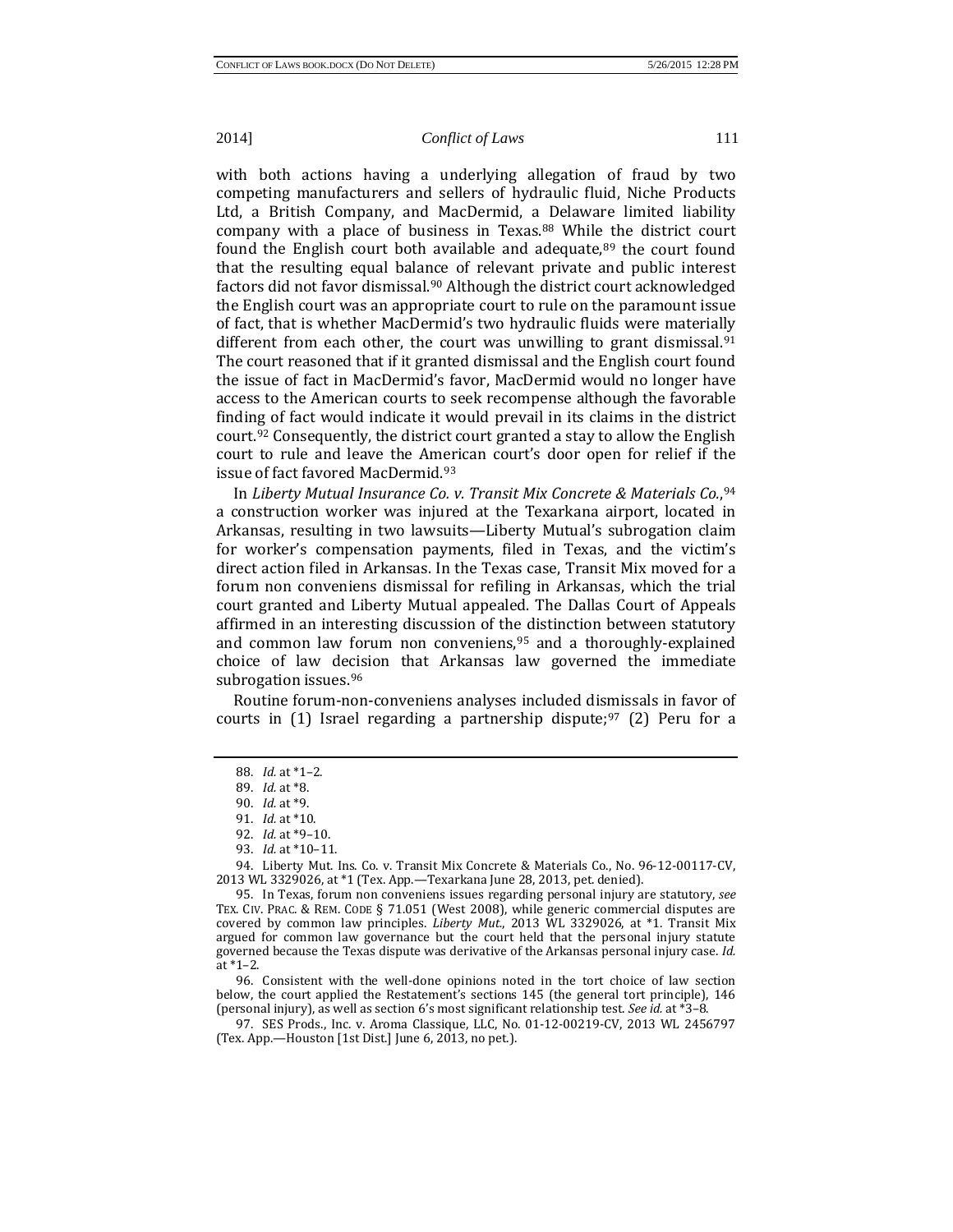with both actions having a underlying allegation of fraud by two competing manufacturers and sellers of hydraulic fluid, Niche Products Ltd, a British Company, and MacDermid, a Delaware limited liability company with a place of business in Texas.[88] While the district court found the English court both available and adequate,[89] the court found that the resulting equal balance of relevant private and public interest factors did not favor dismissal.[90] Although the district court acknowledged the English court was an appropriate court to rule on the paramount issue of fact, that is whether MacDermid's two hydraulic fluids were materially different from each other, the court was unwilling to grant dismissal.[91] The court reasoned that if it granted dismissal and the English court found the issue of fact in MacDermid's favor, MacDermid would no longer have access to the American courts to seek recompense although the favorable finding of fact would indicate it would prevail in its claims in the district court.[92] Consequently, the district court granted a stay to allow the English court to rule and leave the American court's door open for relief if the issue of fact favored MacDermid.[93]

In *Liberty Mutual Insurance Co. v. Transit Mix Concrete & Materials Co.*,[94] a construction worker was injured at the Texarkana airport, located in Arkansas, resulting in two lawsuits—Liberty Mutual's subrogation claim for worker's compensation payments, filed in Texas, and the victim's direct action filed in Arkansas. In the Texas case, Transit Mix moved for a forum non conveniens dismissal for refiling in Arkansas, which the trial court granted and Liberty Mutual appealed. The Dallas Court of Appeals affirmed in an interesting discussion of the distinction between statutory and common law forum non conveniens,[95] and a thoroughly-explained choice of law decision that Arkansas law governed the immediate subrogation issues.[96]

Routine forum-non-conveniens analyses included dismissals in favor of courts in (1) Israel regarding a partnership dispute;[97] (2) Peru for a

---

88. *Id.* at *1–2.

89. *Id.* at *8.

90. *Id.* at *9.

91. *Id.* at *10.

92. *Id.* at *9–10.

93. *Id.* at *10–11.

94. Liberty Mut. Ins. Co. v. Transit Mix Concrete & Materials Co., No. 96-12-00117-CV, 2013 WL 3329026, at *1 (Tex. App.—Texarkana June 28, 2013, pet. denied).

95. In Texas, forum non conveniens issues regarding personal injury are statutory, *see* TEX. CIV. PRAC. & REM. CODE § 71.051 (West 2008), while generic commercial disputes are covered by common law principles. *Liberty Mut.*, 2013 WL 3329026, at *1. Transit Mix argued for common law governance but the court held that the personal injury statute governed because the Texas dispute was derivative of the Arkansas personal injury case. *Id.* at *1–2.

96. Consistent with the well-done opinions noted in the tort choice of law section below, the court applied the Restatement's sections 145 (the general tort principle), 146 (personal injury), as well as section 6's most significant relationship test. *See id.* at *3–8.

97. SES Prods., Inc. v. Aroma Classique, LLC, No. 01-12-00219-CV, 2013 WL 2456797 (Tex. App.—Houston [1st Dist.] June 6, 2013, no pet.).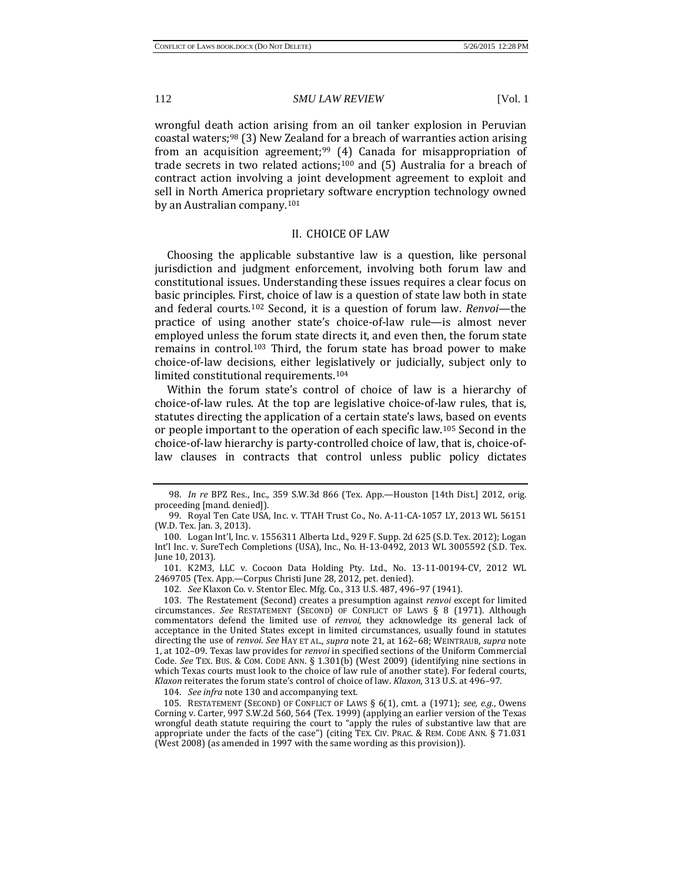wrongful death action arising from an oil tanker explosion in Peruvian coastal waters;[98] (3) New Zealand for a breach of warranties action arising from an acquisition agreement;[99] (4) Canada for misappropriation of trade secrets in two related actions;[100] and (5) Australia for a breach of contract action involving a joint development agreement to exploit and sell in North America proprietary software encryption technology owned by an Australian company.[101]

## II. CHOICE OF LAW

Choosing the applicable substantive law is a question, like personal jurisdiction and judgment enforcement, involving both forum law and constitutional issues. Understanding these issues requires a clear focus on basic principles. First, choice of law is a question of state law both in state and federal courts.[102] Second, it is a question of forum law. *Renvoi*—the practice of using another state's choice-of-law rule—is almost never employed unless the forum state directs it, and even then, the forum state remains in control.[103] Third, the forum state has broad power to make choice-of-law decisions, either legislatively or judicially, subject only to limited constitutional requirements.[104]

Within the forum state's control of choice of law is a hierarchy of choice-of-law rules. At the top are legislative choice-of-law rules, that is, statutes directing the application of a certain state's laws, based on events or people important to the operation of each specific law.[105] Second in the choice-of-law hierarchy is party-controlled choice of law, that is, choice-of-law clauses in contracts that control unless public policy dictates

---

98. *In re* BPZ Res., Inc., 359 S.W.3d 866 (Tex. App.—Houston [14th Dist.] 2012, orig. proceeding [mand. denied]).

99. Royal Ten Cate USA, Inc. v. TTAH Trust Co., No. A-11-CA-1057 LY, 2013 WL 56151 (W.D. Tex. Jan. 3, 2013).

100. Logan Int'l, Inc. v. 1556311 Alberta Ltd., 929 F. Supp. 2d 625 (S.D. Tex. 2012); Logan Int'l Inc. v. SureTech Completions (USA), Inc., No. H-13-0492, 2013 WL 3005592 (S.D. Tex. June 10, 2013).

101. K2M3, LLC v. Cocoon Data Holding Pty. Ltd., No. 13-11-00194-CV, 2012 WL 2469705 (Tex. App.—Corpus Christi June 28, 2012, pet. denied).

102. *See* Klaxon Co. v. Stentor Elec. Mfg. Co., 313 U.S. 487, 496–97 (1941).

103. The Restatement (Second) creates a presumption against *renvoi* except for limited circumstances. *See* RESTATEMENT (SECOND) OF CONFLICT OF LAWS § 8 (1971). Although commentators defend the limited use of *renvoi*, they acknowledge its general lack of acceptance in the United States except in limited circumstances, usually found in statutes directing the use of *renvoi*. *See* HAY ET AL., *supra* note 21, at 162–68; WEINTRAUB, *supra* note 1, at 102–09. Texas law provides for *renvoi* in specified sections of the Uniform Commercial Code. *See* TEX. BUS. & COM. CODE ANN. § 1.301(b) (West 2009) (identifying nine sections in which Texas courts must look to the choice of law rule of another state). For federal courts, *Klaxon* reiterates the forum state's control of choice of law. *Klaxon*, 313 U.S. at 496–97.

104. *See infra* note 130 and accompanying text.

105. RESTATEMENT (SECOND) OF CONFLICT OF LAWS § 6(1), cmt. a (1971); *see, e.g.*, Owens Corning v. Carter, 997 S.W.2d 560, 564 (Tex. 1999) (applying an earlier version of the Texas wrongful death statute requiring the court to "apply the rules of substantive law that are appropriate under the facts of the case") (citing TEX. CIV. PRAC. & REM. CODE ANN. § 71.031 (West 2008) (as amended in 1997 with the same wording as this provision)).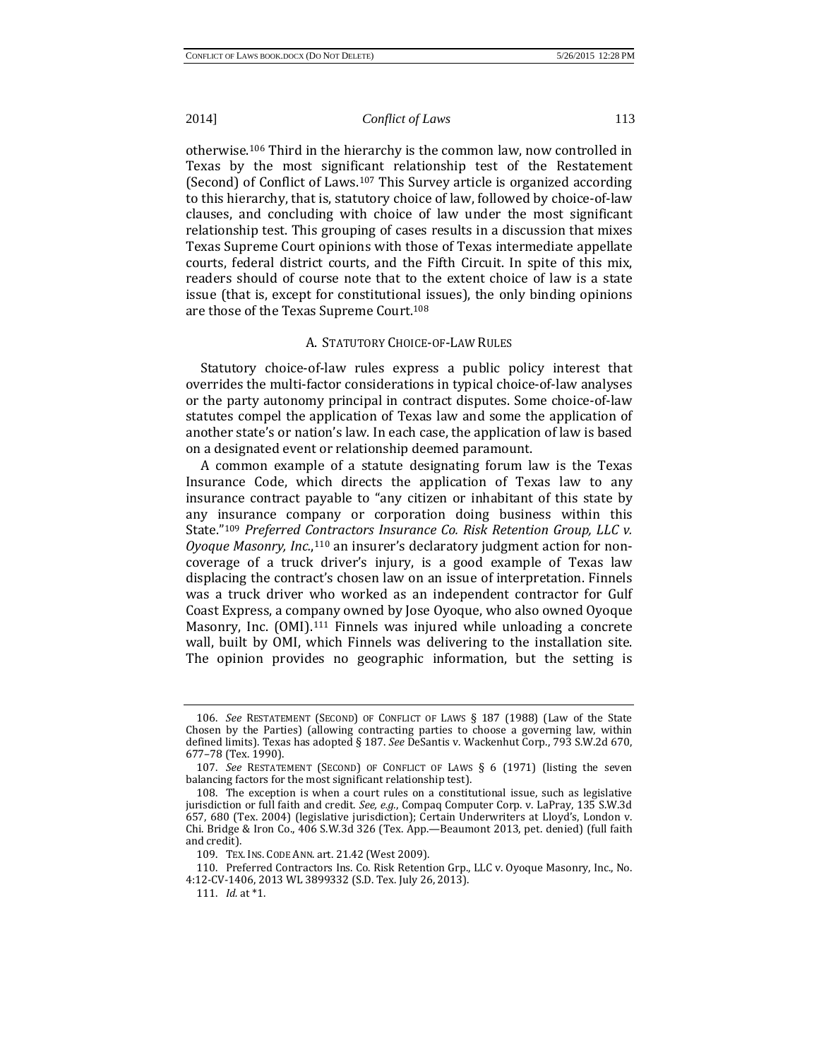otherwise.[106] Third in the hierarchy is the common law, now controlled in Texas by the most significant relationship test of the Restatement (Second) of Conflict of Laws.[107] This Survey article is organized according to this hierarchy, that is, statutory choice of law, followed by choice-of-law clauses, and concluding with choice of law under the most significant relationship test. This grouping of cases results in a discussion that mixes Texas Supreme Court opinions with those of Texas intermediate appellate courts, federal district courts, and the Fifth Circuit. In spite of this mix, readers should of course note that to the extent choice of law is a state issue (that is, except for constitutional issues), the only binding opinions are those of the Texas Supreme Court.[108]

### A. Statutory Choice-of-Law Rules

Statutory choice-of-law rules express a public policy interest that overrides the multi-factor considerations in typical choice-of-law analyses or the party autonomy principal in contract disputes. Some choice-of-law statutes compel the application of Texas law and some the application of another state's or nation's law. In each case, the application of law is based on a designated event or relationship deemed paramount.

A common example of a statute designating forum law is the Texas Insurance Code, which directs the application of Texas law to any insurance contract payable to "any citizen or inhabitant of this state by any insurance company or corporation doing business within this State."[109] *Preferred Contractors Insurance Co. Risk Retention Group, LLC v. Oyoque Masonry, Inc.*,[110] an insurer's declaratory judgment action for non-coverage of a truck driver's injury, is a good example of Texas law displacing the contract's chosen law on an issue of interpretation. Finnels was a truck driver who worked as an independent contractor for Gulf Coast Express, a company owned by Jose Oyoque, who also owned Oyoque Masonry, Inc. (OMI).[111] Finnels was injured while unloading a concrete wall, built by OMI, which Finnels was delivering to the installation site. The opinion provides no geographic information, but the setting is

---

106. *See* Restatement (Second) of Conflict of Laws § 187 (1988) (Law of the State Chosen by the Parties) (allowing contracting parties to choose a governing law, within defined limits). Texas has adopted § 187. *See* DeSantis v. Wackenhut Corp., 793 S.W.2d 670, 677–78 (Tex. 1990).

107. *See* Restatement (Second) of Conflict of Laws § 6 (1971) (listing the seven balancing factors for the most significant relationship test).

108. The exception is when a court rules on a constitutional issue, such as legislative jurisdiction or full faith and credit. *See, e.g.*, Compaq Computer Corp. v. LaPray, 135 S.W.3d 657, 680 (Tex. 2004) (legislative jurisdiction); Certain Underwriters at Lloyd's, London v. Chi. Bridge & Iron Co., 406 S.W.3d 326 (Tex. App.—Beaumont 2013, pet. denied) (full faith and credit).

109. Tex. Ins. Code Ann. art. 21.42 (West 2009).

110. Preferred Contractors Ins. Co. Risk Retention Grp., LLC v. Oyoque Masonry, Inc., No. 4:12-CV-1406, 2013 WL 3899332 (S.D. Tex. July 26, 2013).

111. *Id.* at *1.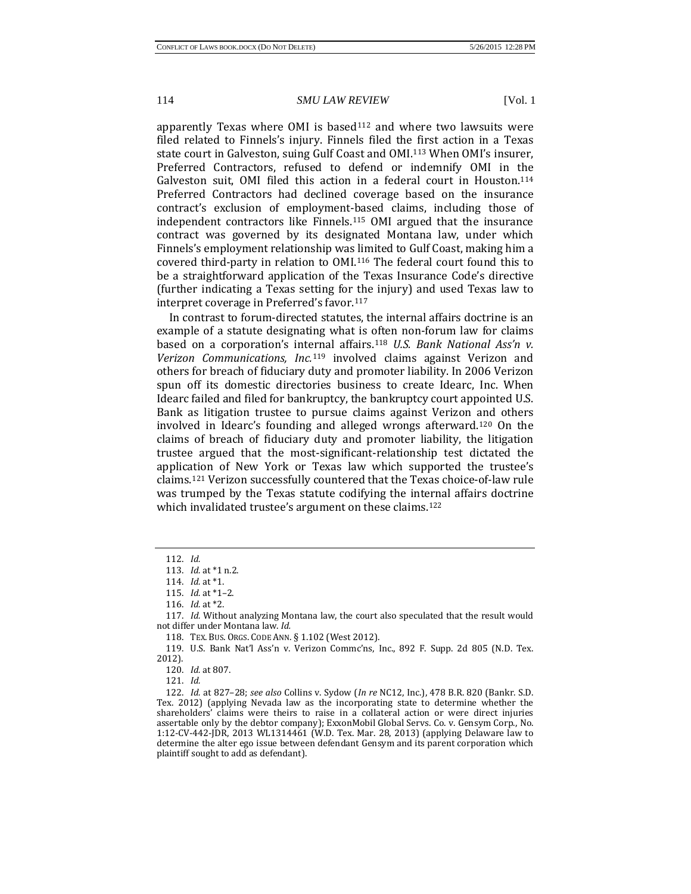apparently Texas where OMI is based[112] and where two lawsuits were filed related to Finnels's injury. Finnels filed the first action in a Texas state court in Galveston, suing Gulf Coast and OMI.[113] When OMI's insurer, Preferred Contractors, refused to defend or indemnify OMI in the Galveston suit, OMI filed this action in a federal court in Houston.[114] Preferred Contractors had declined coverage based on the insurance contract's exclusion of employment-based claims, including those of independent contractors like Finnels.[115] OMI argued that the insurance contract was governed by its designated Montana law, under which Finnels's employment relationship was limited to Gulf Coast, making him a covered third-party in relation to OMI.[116] The federal court found this to be a straightforward application of the Texas Insurance Code's directive (further indicating a Texas setting for the injury) and used Texas law to interpret coverage in Preferred's favor.[117]

In contrast to forum-directed statutes, the internal affairs doctrine is an example of a statute designating what is often non-forum law for claims based on a corporation's internal affairs.[118] *U.S. Bank National Ass'n v. Verizon Communications, Inc.*[119] involved claims against Verizon and others for breach of fiduciary duty and promoter liability. In 2006 Verizon spun off its domestic directories business to create Idearc, Inc. When Idearc failed and filed for bankruptcy, the bankruptcy court appointed U.S. Bank as litigation trustee to pursue claims against Verizon and others involved in Idearc's founding and alleged wrongs afterward.[120] On the claims of breach of fiduciary duty and promoter liability, the litigation trustee argued that the most-significant-relationship test dictated the application of New York or Texas law which supported the trustee's claims.[121] Verizon successfully countered that the Texas choice-of-law rule was trumped by the Texas statute codifying the internal affairs doctrine which invalidated trustee's argument on these claims.[122]

---

112. *Id.*

113. *Id.* at *1 n.2.

114. *Id.* at *1.

115. *Id.* at *1–2.

116. *Id.* at *2.

117. *Id.* Without analyzing Montana law, the court also speculated that the result would not differ under Montana law. *Id.*

118. TEX. BUS. ORGS. CODE ANN. § 1.102 (West 2012).

119. U.S. Bank Nat'l Ass'n v. Verizon Commc'ns, Inc., 892 F. Supp. 2d 805 (N.D. Tex. 2012).

120. *Id.* at 807.

121. *Id.*

122. *Id.* at 827–28; *see also* Collins v. Sydow (*In re* NC12, Inc.), 478 B.R. 820 (Bankr. S.D. Tex. 2012) (applying Nevada law as the incorporating state to determine whether the shareholders' claims were theirs to raise in a collateral action or were direct injuries assertable only by the debtor company); ExxonMobil Global Servs. Co. v. Gensym Corp., No. 1:12-CV-442-JDR, 2013 WL1314461 (W.D. Tex. Mar. 28, 2013) (applying Delaware law to determine the alter ego issue between defendant Gensym and its parent corporation which plaintiff sought to add as defendant).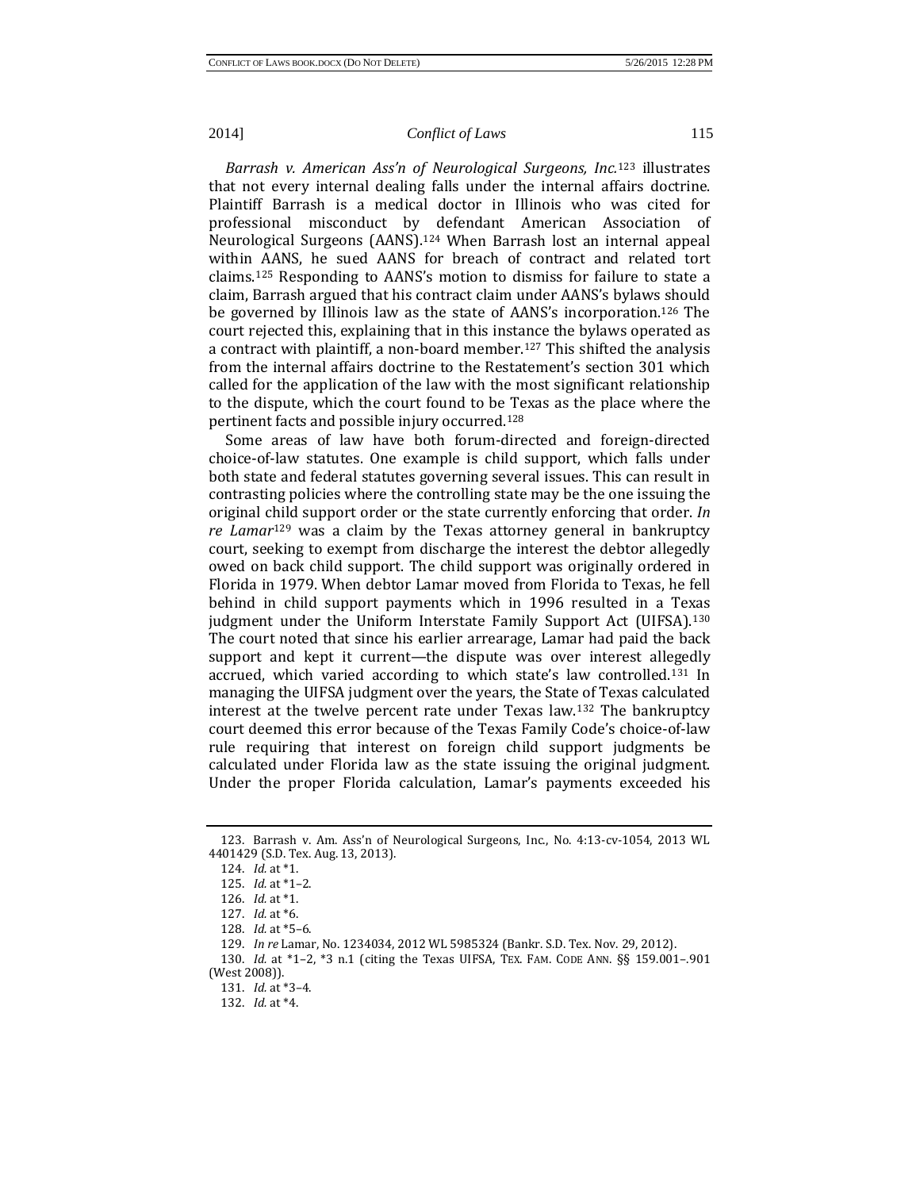*Barrash v. American Ass'n of Neurological Surgeons, Inc.*[123] illustrates that not every internal dealing falls under the internal affairs doctrine. Plaintiff Barrash is a medical doctor in Illinois who was cited for professional misconduct by defendant American Association of Neurological Surgeons (AANS).[124] When Barrash lost an internal appeal within AANS, he sued AANS for breach of contract and related tort claims.[125] Responding to AANS's motion to dismiss for failure to state a claim, Barrash argued that his contract claim under AANS's bylaws should be governed by Illinois law as the state of AANS's incorporation.[126] The court rejected this, explaining that in this instance the bylaws operated as a contract with plaintiff, a non-board member.[127] This shifted the analysis from the internal affairs doctrine to the Restatement's section 301 which called for the application of the law with the most significant relationship to the dispute, which the court found to be Texas as the place where the pertinent facts and possible injury occurred.[128]

Some areas of law have both forum-directed and foreign-directed choice-of-law statutes. One example is child support, which falls under both state and federal statutes governing several issues. This can result in contrasting policies where the controlling state may be the one issuing the original child support order or the state currently enforcing that order. *In re Lamar*[129] was a claim by the Texas attorney general in bankruptcy court, seeking to exempt from discharge the interest the debtor allegedly owed on back child support. The child support was originally ordered in Florida in 1979. When debtor Lamar moved from Florida to Texas, he fell behind in child support payments which in 1996 resulted in a Texas judgment under the Uniform Interstate Family Support Act (UIFSA).[130] The court noted that since his earlier arrearage, Lamar had paid the back support and kept it current—the dispute was over interest allegedly accrued, which varied according to which state's law controlled.[131] In managing the UIFSA judgment over the years, the State of Texas calculated interest at the twelve percent rate under Texas law.[132] The bankruptcy court deemed this error because of the Texas Family Code's choice-of-law rule requiring that interest on foreign child support judgments be calculated under Florida law as the state issuing the original judgment. Under the proper Florida calculation, Lamar's payments exceeded his

---

123. Barrash v. Am. Ass'n of Neurological Surgeons, Inc., No. 4:13-cv-1054, 2013 WL 4401429 (S.D. Tex. Aug. 13, 2013).

124. *Id.* at *1.

125. *Id.* at *1–2.

126. *Id.* at *1.

127. *Id.* at *6.

128. *Id.* at *5–6.

129. *In re* Lamar, No. 1234034, 2012 WL 5985324 (Bankr. S.D. Tex. Nov. 29, 2012).

130. *Id.* at *1–2, *3 n.1 (citing the Texas UIFSA, TEX. FAM. CODE ANN. §§ 159.001–.901 (West 2008)).

131. *Id.* at *3–4.

132. *Id.* at *4.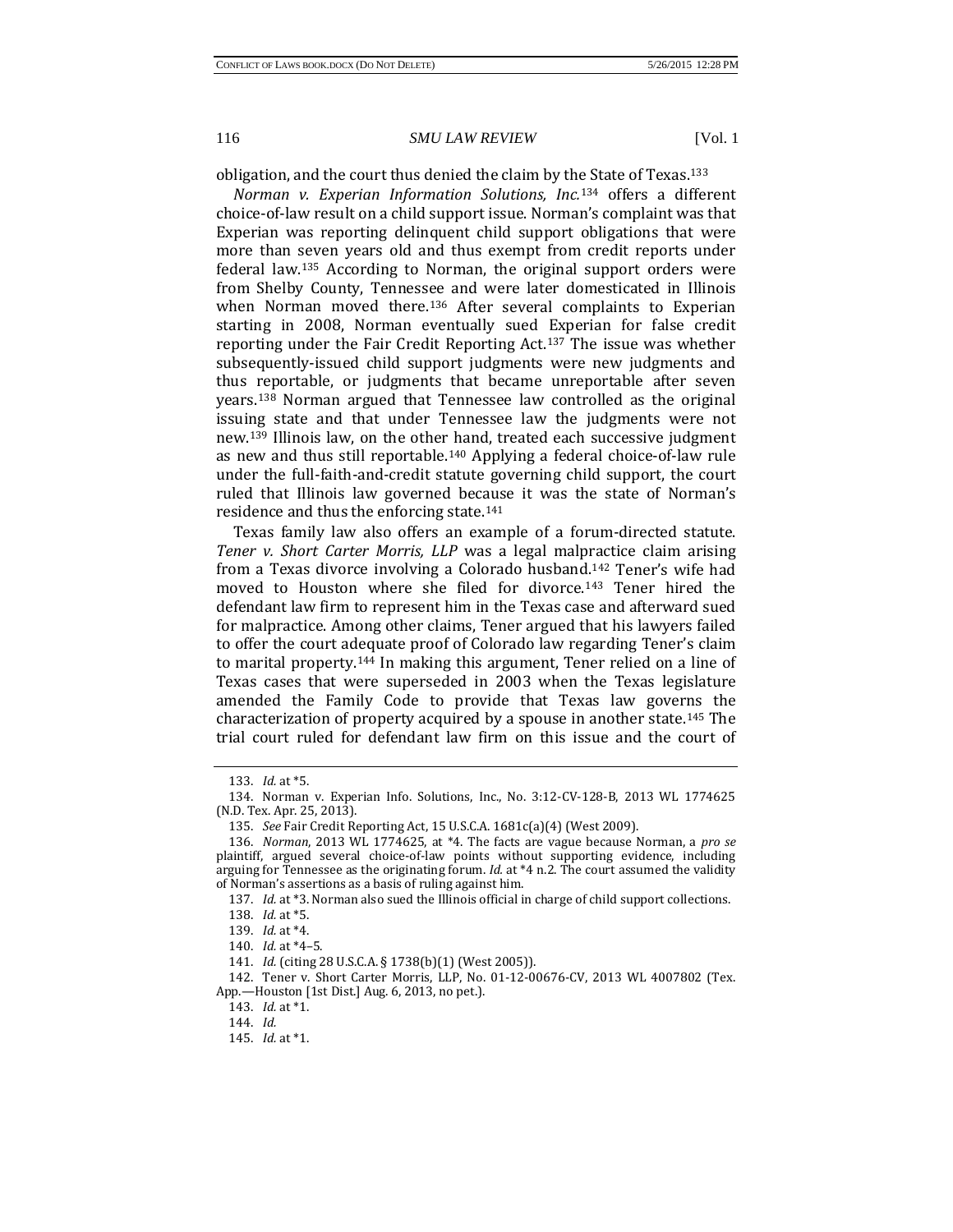obligation, and the court thus denied the claim by the State of Texas.[133]

*Norman v. Experian Information Solutions, Inc.*[134] offers a different choice-of-law result on a child support issue. Norman's complaint was that Experian was reporting delinquent child support obligations that were more than seven years old and thus exempt from credit reports under federal law.[135] According to Norman, the original support orders were from Shelby County, Tennessee and were later domesticated in Illinois when Norman moved there.[136] After several complaints to Experian starting in 2008, Norman eventually sued Experian for false credit reporting under the Fair Credit Reporting Act.[137] The issue was whether subsequently-issued child support judgments were new judgments and thus reportable, or judgments that became unreportable after seven years.[138] Norman argued that Tennessee law controlled as the original issuing state and that under Tennessee law the judgments were not new.[139] Illinois law, on the other hand, treated each successive judgment as new and thus still reportable.[140] Applying a federal choice-of-law rule under the full-faith-and-credit statute governing child support, the court ruled that Illinois law governed because it was the state of Norman's residence and thus the enforcing state.[141]

Texas family law also offers an example of a forum-directed statute. *Tener v. Short Carter Morris, LLP* was a legal malpractice claim arising from a Texas divorce involving a Colorado husband.[142] Tener's wife had moved to Houston where she filed for divorce.[143] Tener hired the defendant law firm to represent him in the Texas case and afterward sued for malpractice. Among other claims, Tener argued that his lawyers failed to offer the court adequate proof of Colorado law regarding Tener's claim to marital property.[144] In making this argument, Tener relied on a line of Texas cases that were superseded in 2003 when the Texas legislature amended the Family Code to provide that Texas law governs the characterization of property acquired by a spouse in another state.[145] The trial court ruled for defendant law firm on this issue and the court of

---

133. *Id.* at *5.

134. Norman v. Experian Info. Solutions, Inc., No. 3:12-CV-128-B, 2013 WL 1774625 (N.D. Tex. Apr. 25, 2013).

135. *See* Fair Credit Reporting Act, 15 U.S.C.A. 1681c(a)(4) (West 2009).

136. *Norman*, 2013 WL 1774625, at *4. The facts are vague because Norman, a *pro se* plaintiff, argued several choice-of-law points without supporting evidence, including arguing for Tennessee as the originating forum. *Id.* at *4 n.2. The court assumed the validity of Norman's assertions as a basis of ruling against him.

137. *Id.* at *3. Norman also sued the Illinois official in charge of child support collections.

138. *Id.* at *5.

139. *Id.* at *4.

140. *Id.* at *4–5.

141. *Id.* (citing 28 U.S.C.A. § 1738(b)(1) (West 2005)).

142. Tener v. Short Carter Morris, LLP, No. 01-12-00676-CV, 2013 WL 4007802 (Tex. App.—Houston [1st Dist.] Aug. 6, 2013, no pet.).

143. *Id.* at *1.

144. *Id.*

145. *Id.* at *1.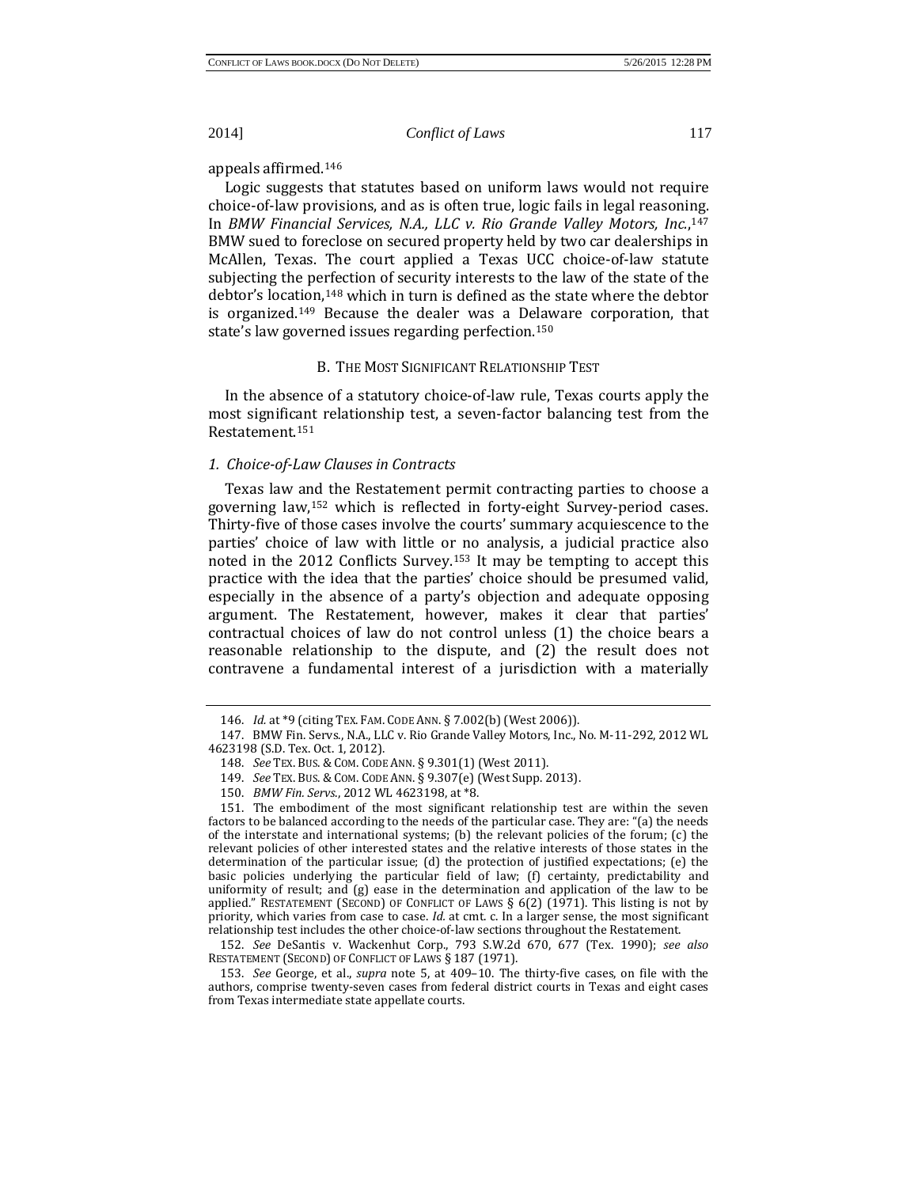appeals affirmed.[146]

Logic suggests that statutes based on uniform laws would not require choice-of-law provisions, and as is often true, logic fails in legal reasoning. In *BMW Financial Services, N.A., LLC v. Rio Grande Valley Motors, Inc.*,[147] BMW sued to foreclose on secured property held by two car dealerships in McAllen, Texas. The court applied a Texas UCC choice-of-law statute subjecting the perfection of security interests to the law of the state of the debtor's location,[148] which in turn is defined as the state where the debtor is organized.[149] Because the dealer was a Delaware corporation, that state's law governed issues regarding perfection.[150]

### B. The Most Significant Relationship Test

In the absence of a statutory choice-of-law rule, Texas courts apply the most significant relationship test, a seven-factor balancing test from the Restatement.[151]

#### *1. Choice-of-Law Clauses in Contracts*

Texas law and the Restatement permit contracting parties to choose a governing law,[152] which is reflected in forty-eight Survey-period cases. Thirty-five of those cases involve the courts' summary acquiescence to the parties' choice of law with little or no analysis, a judicial practice also noted in the 2012 Conflicts Survey.[153] It may be tempting to accept this practice with the idea that the parties' choice should be presumed valid, especially in the absence of a party's objection and adequate opposing argument. The Restatement, however, makes it clear that parties' contractual choices of law do not control unless (1) the choice bears a reasonable relationship to the dispute, and (2) the result does not contravene a fundamental interest of a jurisdiction with a materially

---

146. *Id.* at *9 (citing Tex. Fam. Code Ann. § 7.002(b) (West 2006)).

147. BMW Fin. Servs., N.A., LLC v. Rio Grande Valley Motors, Inc., No. M-11-292, 2012 WL 4623198 (S.D. Tex. Oct. 1, 2012).

148. *See* Tex. Bus. & Com. Code Ann. § 9.301(1) (West 2011).

149. *See* Tex. Bus. & Com. Code Ann. § 9.307(e) (West Supp. 2013).

150. *BMW Fin. Servs.*, 2012 WL 4623198, at *8.

151. The embodiment of the most significant relationship test are within the seven factors to be balanced according to the needs of the particular case. They are: "(a) the needs of the interstate and international systems; (b) the relevant policies of the forum; (c) the relevant policies of other interested states and the relative interests of those states in the determination of the particular issue; (d) the protection of justified expectations; (e) the basic policies underlying the particular field of law; (f) certainty, predictability and uniformity of result; and (g) ease in the determination and application of the law to be applied." Restatement (Second) of Conflict of Laws § 6(2) (1971). This listing is not by priority, which varies from case to case. *Id.* at cmt. c. In a larger sense, the most significant relationship test includes the other choice-of-law sections throughout the Restatement.

152. *See* DeSantis v. Wackenhut Corp., 793 S.W.2d 670, 677 (Tex. 1990); *see also* Restatement (Second) of Conflict of Laws § 187 (1971).

153. *See* George, et al., *supra* note 5, at 409–10. The thirty-five cases, on file with the authors, comprise twenty-seven cases from federal district courts in Texas and eight cases from Texas intermediate state appellate courts.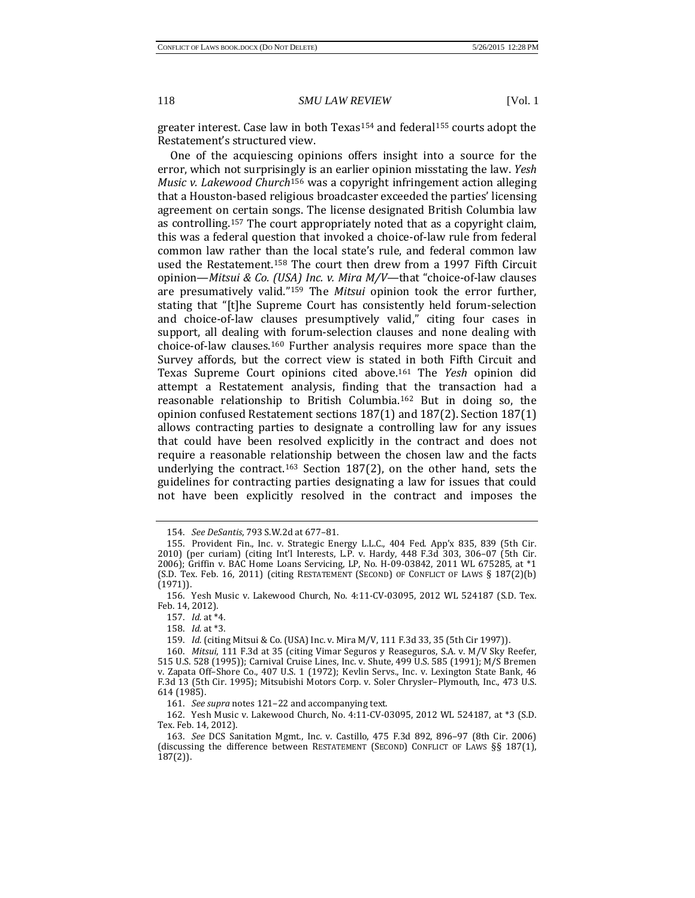greater interest. Case law in both Texas[154] and federal[155] courts adopt the Restatement's structured view.

One of the acquiescing opinions offers insight into a source for the error, which not surprisingly is an earlier opinion misstating the law. *Yesh Music v. Lakewood Church*[156] was a copyright infringement action alleging that a Houston-based religious broadcaster exceeded the parties' licensing agreement on certain songs. The license designated British Columbia law as controlling.[157] The court appropriately noted that as a copyright claim, this was a federal question that invoked a choice-of-law rule from federal common law rather than the local state's rule, and federal common law used the Restatement.[158] The court then drew from a 1997 Fifth Circuit opinion—*Mitsui & Co. (USA) Inc. v. Mira M/V*—that "choice-of-law clauses are presumatively valid."[159] The *Mitsui* opinion took the error further, stating that "[t]he Supreme Court has consistently held forum-selection and choice-of-law clauses presumptively valid," citing four cases in support, all dealing with forum-selection clauses and none dealing with choice-of-law clauses.[160] Further analysis requires more space than the Survey affords, but the correct view is stated in both Fifth Circuit and Texas Supreme Court opinions cited above.[161] The *Yesh* opinion did attempt a Restatement analysis, finding that the transaction had a reasonable relationship to British Columbia.[162] But in doing so, the opinion confused Restatement sections 187(1) and 187(2). Section 187(1) allows contracting parties to designate a controlling law for any issues that could have been resolved explicitly in the contract and does not require a reasonable relationship between the chosen law and the facts underlying the contract.[163] Section 187(2), on the other hand, sets the guidelines for contracting parties designating a law for issues that could not have been explicitly resolved in the contract and imposes the

---

154. *See DeSantis*, 793 S.W.2d at 677–81.

155. Provident Fin., Inc. v. Strategic Energy L.L.C., 404 Fed. App'x 835, 839 (5th Cir. 2010) (per curiam) (citing Int'l Interests, L.P. v. Hardy, 448 F.3d 303, 306–07 (5th Cir. 2006); Griffin v. BAC Home Loans Servicing, LP, No. H-09-03842, 2011 WL 675285, at *1 (S.D. Tex. Feb. 16, 2011) (citing RESTATEMENT (SECOND) OF CONFLICT OF LAWS § 187(2)(b) (1971)).

156. Yesh Music v. Lakewood Church, No. 4:11-CV-03095, 2012 WL 524187 (S.D. Tex. Feb. 14, 2012).

157. *Id.* at *4.

158. *Id.* at *3.

159. *Id.* (citing Mitsui & Co. (USA) Inc. v. Mira M/V, 111 F.3d 33, 35 (5th Cir 1997)).

160. *Mitsui*, 111 F.3d at 35 (citing Vimar Seguros y Reaseguros, S.A. v. M/V Sky Reefer, 515 U.S. 528 (1995)); Carnival Cruise Lines, Inc. v. Shute, 499 U.S. 585 (1991); M/S Bremen v. Zapata Off–Shore Co., 407 U.S. 1 (1972); Kevlin Servs., Inc. v. Lexington State Bank, 46 F.3d 13 (5th Cir. 1995); Mitsubishi Motors Corp. v. Soler Chrysler–Plymouth, Inc., 473 U.S. 614 (1985).

161. *See supra* notes 121–22 and accompanying text.

162. Yesh Music v. Lakewood Church, No. 4:11-CV-03095, 2012 WL 524187, at *3 (S.D. Tex. Feb. 14, 2012).

163. *See* DCS Sanitation Mgmt., Inc. v. Castillo, 475 F.3d 892, 896–97 (8th Cir. 2006) (discussing the difference between RESTATEMENT (SECOND) CONFLICT OF LAWS §§ 187(1), 187(2)).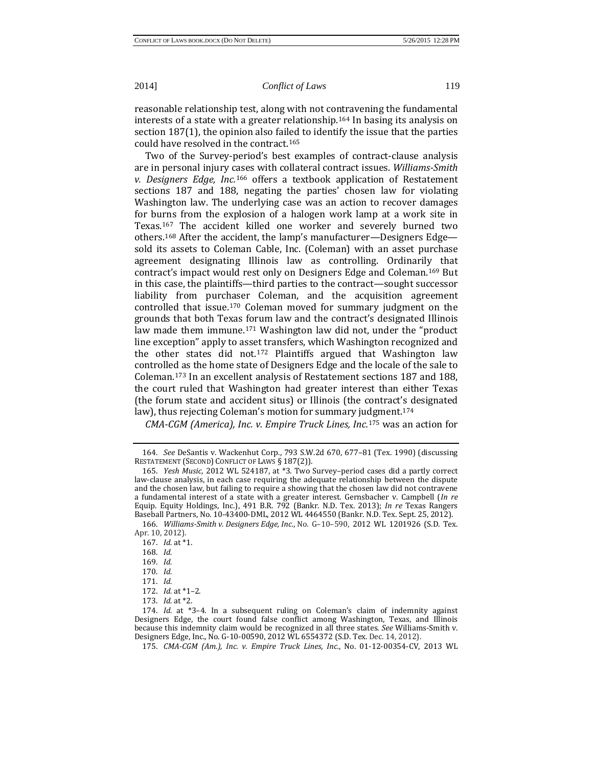reasonable relationship test, along with not contravening the fundamental interests of a state with a greater relationship.[164] In basing its analysis on section 187(1), the opinion also failed to identify the issue that the parties could have resolved in the contract.[165]

Two of the Survey-period's best examples of contract-clause analysis are in personal injury cases with collateral contract issues. *Williams-Smith v. Designers Edge, Inc.*[166] offers a textbook application of Restatement sections 187 and 188, negating the parties' chosen law for violating Washington law. The underlying case was an action to recover damages for burns from the explosion of a halogen work lamp at a work site in Texas.[167] The accident killed one worker and severely burned two others.[168] After the accident, the lamp's manufacturer—Designers Edge—sold its assets to Coleman Cable, Inc. (Coleman) with an asset purchase agreement designating Illinois law as controlling. Ordinarily that contract's impact would rest only on Designers Edge and Coleman.[169] But in this case, the plaintiffs—third parties to the contract—sought successor liability from purchaser Coleman, and the acquisition agreement controlled that issue.[170] Coleman moved for summary judgment on the grounds that both Texas forum law and the contract's designated Illinois law made them immune.[171] Washington law did not, under the "product line exception" apply to asset transfers, which Washington recognized and the other states did not.[172] Plaintiffs argued that Washington law controlled as the home state of Designers Edge and the locale of the sale to Coleman.[173] In an excellent analysis of Restatement sections 187 and 188, the court ruled that Washington had greater interest than either Texas (the forum state and accident situs) or Illinois (the contract's designated law), thus rejecting Coleman's motion for summary judgment.[174]

*CMA-CGM (America), Inc. v. Empire Truck Lines, Inc.*[175] was an action for

---

164. *See* DeSantis v. Wackenhut Corp., 793 S.W.2d 670, 677–81 (Tex. 1990) (discussing RESTATEMENT (SECOND) CONFLICT OF LAWS § 187(2)).

165. *Yesh Music*, 2012 WL 524187, at *3. Two Survey–period cases did a partly correct law-clause analysis, in each case requiring the adequate relationship between the dispute and the chosen law, but failing to require a showing that the chosen law did not contravene a fundamental interest of a state with a greater interest. Gernsbacher v. Campbell (*In re* Equip. Equity Holdings, Inc.), 491 B.R. 792 (Bankr. N.D. Tex. 2013); *In re* Texas Rangers Baseball Partners, No. 10-43400-DML, 2012 WL 4464550 (Bankr. N.D. Tex. Sept. 25, 2012).

166. *Williams-Smith v. Designers Edge, Inc.*, No. G–10–590, 2012 WL 1201926 (S.D. Tex. Apr. 10, 2012).

167. *Id.* at *1.

168. *Id.*

169. *Id.*

170. *Id.*

171. *Id.*

172. *Id.* at *1–2.

173. *Id.* at *2.

174. *Id.* at *3–4. In a subsequent ruling on Coleman's claim of indemnity against Designers Edge, the court found false conflict among Washington, Texas, and Illinois because this indemnity claim would be recognized in all three states. *See* Williams-Smith v. Designers Edge, Inc., No. G-10-00590, 2012 WL 6554372 (S.D. Tex. Dec. 14, 2012).

175. *CMA-CGM (Am.), Inc. v. Empire Truck Lines, Inc.*, No. 01-12-00354-CV, 2013 WL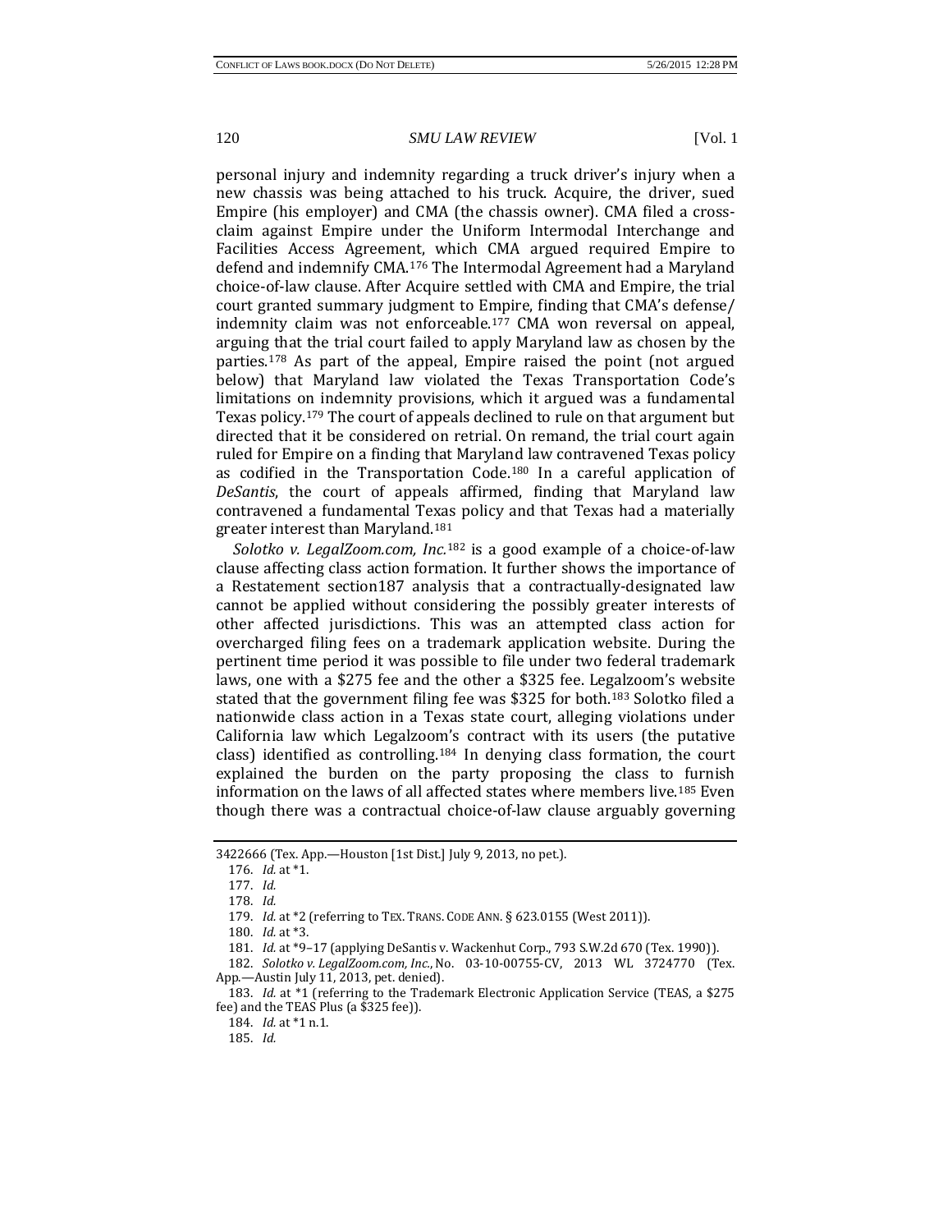personal injury and indemnity regarding a truck driver's injury when a new chassis was being attached to his truck. Acquire, the driver, sued Empire (his employer) and CMA (the chassis owner). CMA filed a cross-claim against Empire under the Uniform Intermodal Interchange and Facilities Access Agreement, which CMA argued required Empire to defend and indemnify CMA.[176] The Intermodal Agreement had a Maryland choice-of-law clause. After Acquire settled with CMA and Empire, the trial court granted summary judgment to Empire, finding that CMA's defense/indemnity claim was not enforceable.[177] CMA won reversal on appeal, arguing that the trial court failed to apply Maryland law as chosen by the parties.[178] As part of the appeal, Empire raised the point (not argued below) that Maryland law violated the Texas Transportation Code's limitations on indemnity provisions, which it argued was a fundamental Texas policy.[179] The court of appeals declined to rule on that argument but directed that it be considered on retrial. On remand, the trial court again ruled for Empire on a finding that Maryland law contravened Texas policy as codified in the Transportation Code.[180] In a careful application of *DeSantis*, the court of appeals affirmed, finding that Maryland law contravened a fundamental Texas policy and that Texas had a materially greater interest than Maryland.[181]

*Solotko v. LegalZoom.com, Inc.*[182] is a good example of a choice-of-law clause affecting class action formation. It further shows the importance of a Restatement section187 analysis that a contractually-designated law cannot be applied without considering the possibly greater interests of other affected jurisdictions. This was an attempted class action for overcharged filing fees on a trademark application website. During the pertinent time period it was possible to file under two federal trademark laws, one with a $275 fee and the other a $325 fee. Legalzoom's website stated that the government filing fee was $325 for both.[183] Solotko filed a nationwide class action in a Texas state court, alleging violations under California law which Legalzoom's contract with its users (the putative class) identified as controlling.[184] In denying class formation, the court explained the burden on the party proposing the class to furnish information on the laws of all affected states where members live.[185] Even though there was a contractual choice-of-law clause arguably governing

---

3422666 (Tex. App.—Houston [1st Dist.] July 9, 2013, no pet.).

176. *Id.* at *1.

177. *Id.*

178. *Id.*

179. *Id.* at *2 (referring to TEX. TRANS. CODE ANN. § 623.0155 (West 2011)).

180. *Id.* at *3.

181. *Id.* at *9–17 (applying DeSantis v. Wackenhut Corp., 793 S.W.2d 670 (Tex. 1990)).

182. *Solotko v. LegalZoom.com, Inc.*, No. 03-10-00755-CV, 2013 WL 3724770 (Tex. App.—Austin July 11, 2013, pet. denied).

183. *Id.* at *1 (referring to the Trademark Electronic Application Service (TEAS, a $275 fee) and the TEAS Plus (a $325 fee)).

184. *Id.* at *1 n.1.

185. *Id.*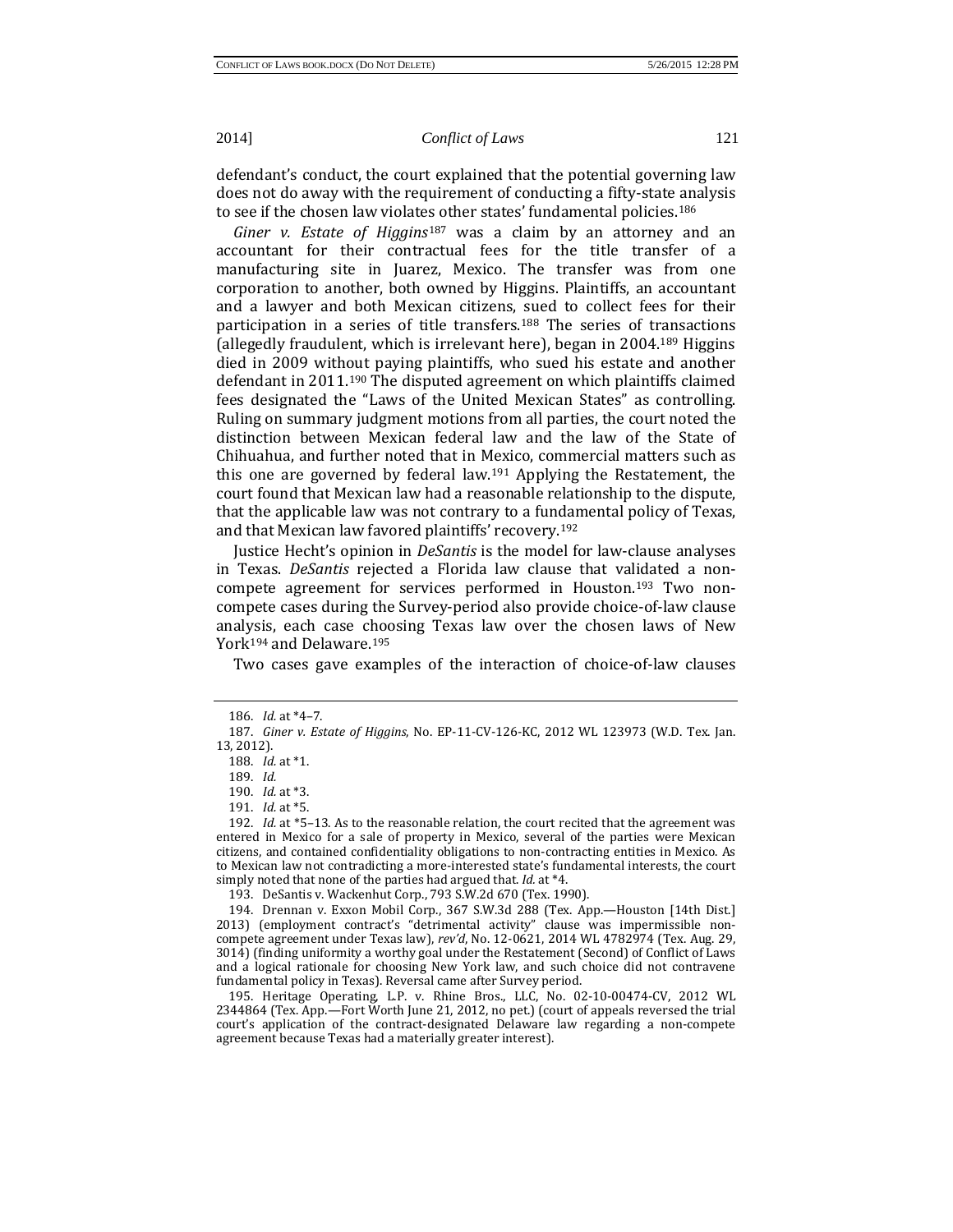defendant's conduct, the court explained that the potential governing law does not do away with the requirement of conducting a fifty-state analysis to see if the chosen law violates other states' fundamental policies.[186]

*Giner v. Estate of Higgins*[187] was a claim by an attorney and an accountant for their contractual fees for the title transfer of a manufacturing site in Juarez, Mexico. The transfer was from one corporation to another, both owned by Higgins. Plaintiffs, an accountant and a lawyer and both Mexican citizens, sued to collect fees for their participation in a series of title transfers.[188] The series of transactions (allegedly fraudulent, which is irrelevant here), began in 2004.[189] Higgins died in 2009 without paying plaintiffs, who sued his estate and another defendant in 2011.[190] The disputed agreement on which plaintiffs claimed fees designated the "Laws of the United Mexican States" as controlling. Ruling on summary judgment motions from all parties, the court noted the distinction between Mexican federal law and the law of the State of Chihuahua, and further noted that in Mexico, commercial matters such as this one are governed by federal law.[191] Applying the Restatement, the court found that Mexican law had a reasonable relationship to the dispute, that the applicable law was not contrary to a fundamental policy of Texas, and that Mexican law favored plaintiffs' recovery.[192]

Justice Hecht's opinion in *DeSantis* is the model for law-clause analyses in Texas. *DeSantis* rejected a Florida law clause that validated a non-compete agreement for services performed in Houston.[193] Two non-compete cases during the Survey-period also provide choice-of-law clause analysis, each case choosing Texas law over the chosen laws of New York[194] and Delaware.[195]

Two cases gave examples of the interaction of choice-of-law clauses

---

186. *Id.* at \*4–7.

187. *Giner v. Estate of Higgins*, No. EP-11-CV-126-KC, 2012 WL 123973 (W.D. Tex. Jan. 13, 2012).

188. *Id.* at \*1.

189. *Id.*

190. *Id.* at \*3.

191. *Id.* at \*5.

192. *Id.* at \*5–13. As to the reasonable relation, the court recited that the agreement was entered in Mexico for a sale of property in Mexico, several of the parties were Mexican citizens, and contained confidentiality obligations to non-contracting entities in Mexico. As to Mexican law not contradicting a more-interested state's fundamental interests, the court simply noted that none of the parties had argued that. *Id.* at \*4.

193. DeSantis v. Wackenhut Corp., 793 S.W.2d 670 (Tex. 1990).

194. Drennan v. Exxon Mobil Corp., 367 S.W.3d 288 (Tex. App.—Houston [14th Dist.] 2013) (employment contract's "detrimental activity" clause was impermissible non-compete agreement under Texas law), *rev'd*, No. 12-0621, 2014 WL 4782974 (Tex. Aug. 29, 3014) (finding uniformity a worthy goal under the Restatement (Second) of Conflict of Laws and a logical rationale for choosing New York law, and such choice did not contravene fundamental policy in Texas). Reversal came after Survey period.

195. Heritage Operating, L.P. v. Rhine Bros., LLC, No. 02-10-00474-CV, 2012 WL 2344864 (Tex. App.—Fort Worth June 21, 2012, no pet.) (court of appeals reversed the trial court's application of the contract-designated Delaware law regarding a non-compete agreement because Texas had a materially greater interest).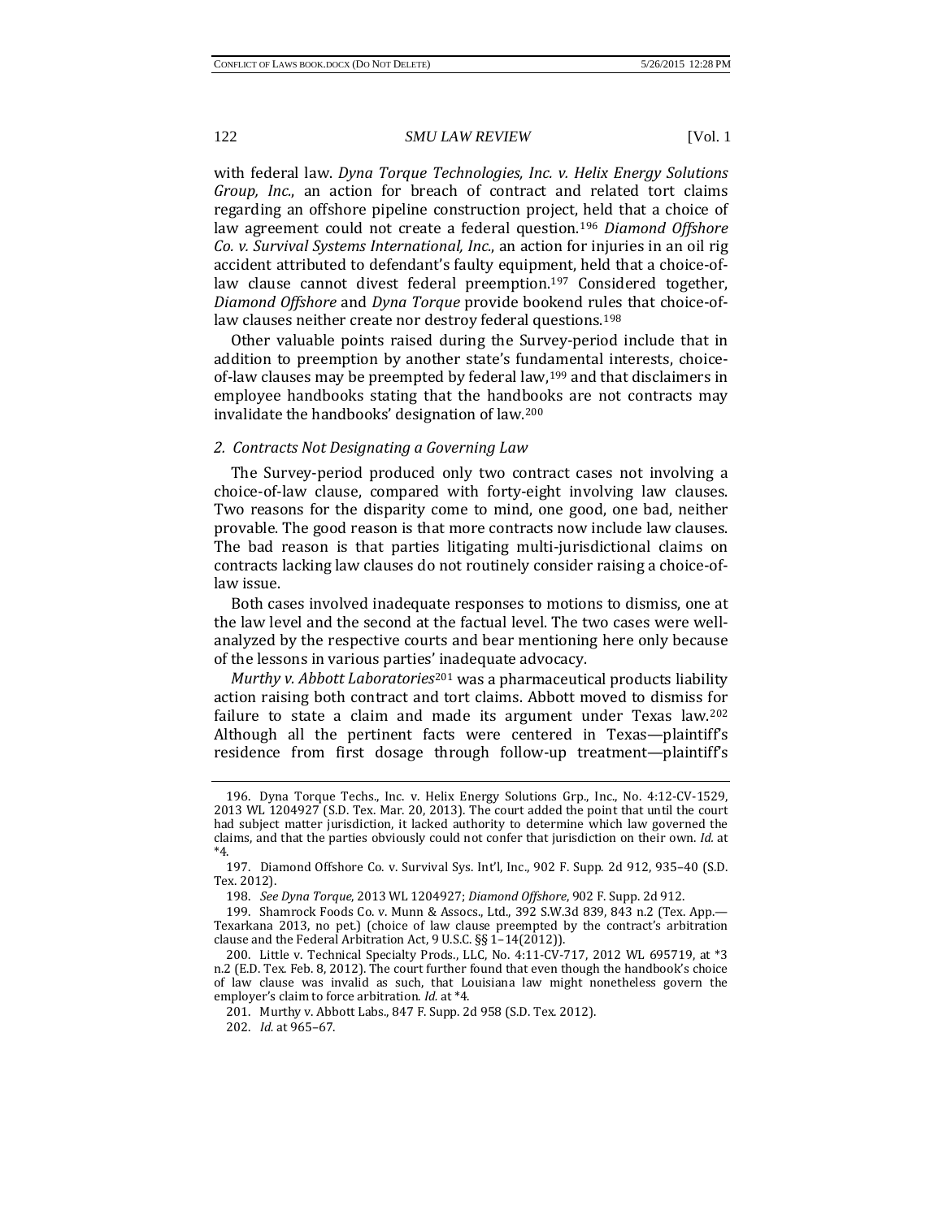with federal law. *Dyna Torque Technologies, Inc. v. Helix Energy Solutions Group, Inc.*, an action for breach of contract and related tort claims regarding an offshore pipeline construction project, held that a choice of law agreement could not create a federal question.[196] *Diamond Offshore Co. v. Survival Systems International, Inc.*, an action for injuries in an oil rig accident attributed to defendant's faulty equipment, held that a choice-of-law clause cannot divest federal preemption.[197] Considered together, *Diamond Offshore* and *Dyna Torque* provide bookend rules that choice-of-law clauses neither create nor destroy federal questions.[198]

Other valuable points raised during the Survey-period include that in addition to preemption by another state's fundamental interests, choice-of-law clauses may be preempted by federal law,[199] and that disclaimers in employee handbooks stating that the handbooks are not contracts may invalidate the handbooks' designation of law.[200]

### 2. Contracts Not Designating a Governing Law

The Survey-period produced only two contract cases not involving a choice-of-law clause, compared with forty-eight involving law clauses. Two reasons for the disparity come to mind, one good, one bad, neither provable. The good reason is that more contracts now include law clauses. The bad reason is that parties litigating multi-jurisdictional claims on contracts lacking law clauses do not routinely consider raising a choice-of-law issue.

Both cases involved inadequate responses to motions to dismiss, one at the law level and the second at the factual level. The two cases were well-analyzed by the respective courts and bear mentioning here only because of the lessons in various parties' inadequate advocacy.

*Murthy v. Abbott Laboratories*[201] was a pharmaceutical products liability action raising both contract and tort claims. Abbott moved to dismiss for failure to state a claim and made its argument under Texas law.[202] Although all the pertinent facts were centered in Texas—plaintiff's residence from first dosage through follow-up treatment—plaintiff's

---

196. Dyna Torque Techs., Inc. v. Helix Energy Solutions Grp., Inc., No. 4:12-CV-1529, 2013 WL 1204927 (S.D. Tex. Mar. 20, 2013). The court added the point that until the court had subject matter jurisdiction, it lacked authority to determine which law governed the claims, and that the parties obviously could not confer that jurisdiction on their own. *Id.* at *4.

197. Diamond Offshore Co. v. Survival Sys. Int'l, Inc., 902 F. Supp. 2d 912, 935–40 (S.D. Tex. 2012).

198. *See Dyna Torque*, 2013 WL 1204927; *Diamond Offshore*, 902 F. Supp. 2d 912.

199. Shamrock Foods Co. v. Munn & Assocs., Ltd., 392 S.W.3d 839, 843 n.2 (Tex. App.—Texarkana 2013, no pet.) (choice of law clause preempted by the contract's arbitration clause and the Federal Arbitration Act, 9 U.S.C. §§ 1–14(2012)).

200. Little v. Technical Specialty Prods., LLC, No. 4:11-CV-717, 2012 WL 695719, at *3 n.2 (E.D. Tex. Feb. 8, 2012). The court further found that even though the handbook's choice of law clause was invalid as such, that Louisiana law might nonetheless govern the employer's claim to force arbitration. *Id.* at *4.

201. Murthy v. Abbott Labs., 847 F. Supp. 2d 958 (S.D. Tex. 2012).

202. *Id.* at 965–67.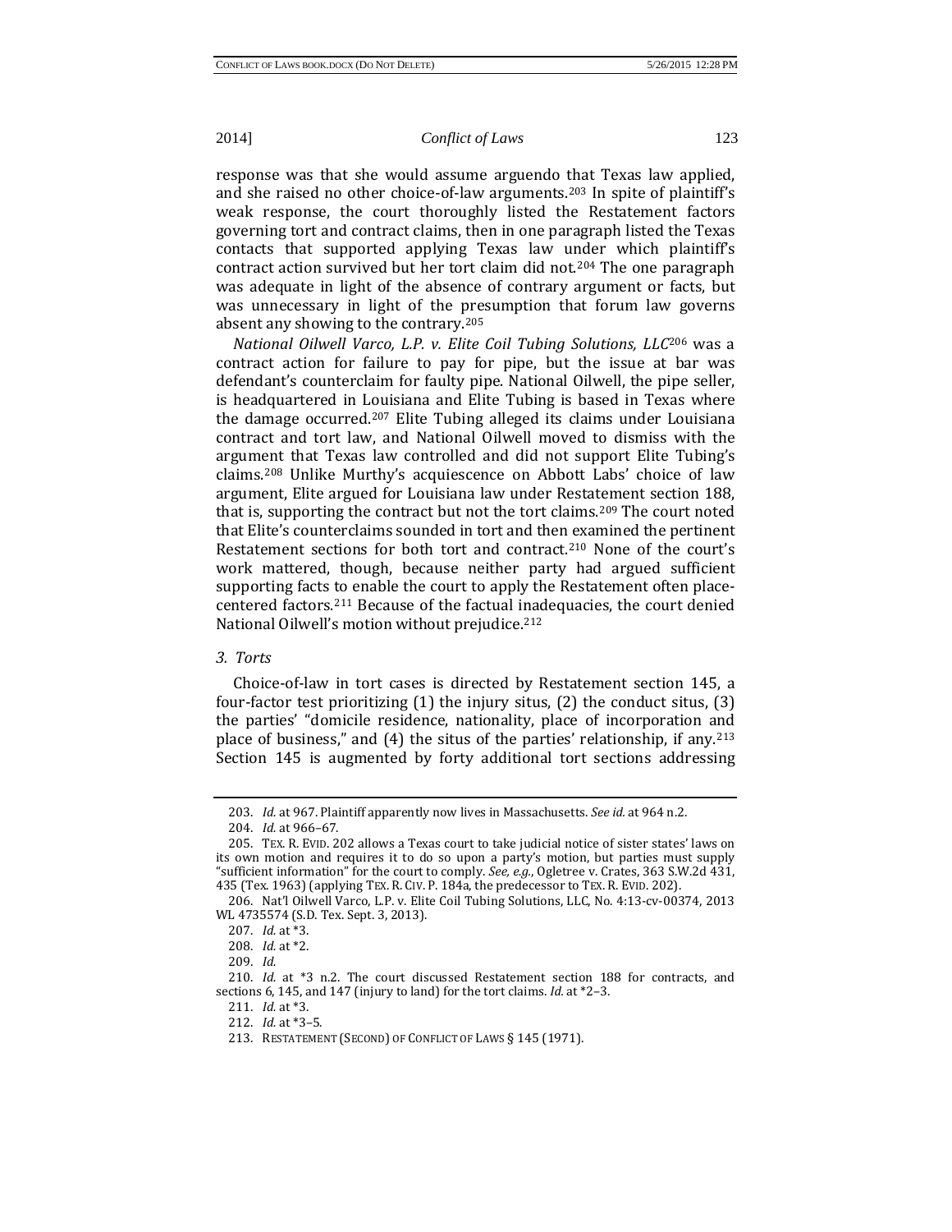response was that she would assume arguendo that Texas law applied, and she raised no other choice-of-law arguments.[203] In spite of plaintiff's weak response, the court thoroughly listed the Restatement factors governing tort and contract claims, then in one paragraph listed the Texas contacts that supported applying Texas law under which plaintiff's contract action survived but her tort claim did not.[204] The one paragraph was adequate in light of the absence of contrary argument or facts, but was unnecessary in light of the presumption that forum law governs absent any showing to the contrary.[205]

*National Oilwell Varco, L.P. v. Elite Coil Tubing Solutions, LLC*[206] was a contract action for failure to pay for pipe, but the issue at bar was defendant's counterclaim for faulty pipe. National Oilwell, the pipe seller, is headquartered in Louisiana and Elite Tubing is based in Texas where the damage occurred.[207] Elite Tubing alleged its claims under Louisiana contract and tort law, and National Oilwell moved to dismiss with the argument that Texas law controlled and did not support Elite Tubing's claims.[208] Unlike Murthy's acquiescence on Abbott Labs' choice of law argument, Elite argued for Louisiana law under Restatement section 188, that is, supporting the contract but not the tort claims.[209] The court noted that Elite's counterclaims sounded in tort and then examined the pertinent Restatement sections for both tort and contract.[210] None of the court's work mattered, though, because neither party had argued sufficient supporting facts to enable the court to apply the Restatement often place-centered factors.[211] Because of the factual inadequacies, the court denied National Oilwell's motion without prejudice.[212]

### 3. *Torts*

Choice-of-law in tort cases is directed by Restatement section 145, a four-factor test prioritizing (1) the injury situs, (2) the conduct situs, (3) the parties' "domicile residence, nationality, place of incorporation and place of business," and (4) the situs of the parties' relationship, if any.[213] Section 145 is augmented by forty additional tort sections addressing

---

203. *Id.* at 967. Plaintiff apparently now lives in Massachusetts. *See id.* at 964 n.2.

204. *Id.* at 966–67.

205. TEX. R. EVID. 202 allows a Texas court to take judicial notice of sister states' laws on its own motion and requires it to do so upon a party's motion, but parties must supply "sufficient information" for the court to comply. *See, e.g.*, Ogletree v. Crates, 363 S.W.2d 431, 435 (Tex. 1963) (applying TEX. R. CIV. P. 184a, the predecessor to TEX. R. EVID. 202).

206. Nat'l Oilwell Varco, L.P. v. Elite Coil Tubing Solutions, LLC, No. 4:13-cv-00374, 2013 WL 4735574 (S.D. Tex. Sept. 3, 2013).

207. *Id.* at \*3.

208. *Id.* at \*2.

209. *Id.*

210. *Id.* at \*3 n.2. The court discussed Restatement section 188 for contracts, and sections 6, 145, and 147 (injury to land) for the tort claims. *Id.* at \*2–3.

211. *Id.* at \*3.

212. *Id.* at \*3–5.

213. RESTATEMENT (SECOND) OF CONFLICT OF LAWS § 145 (1971).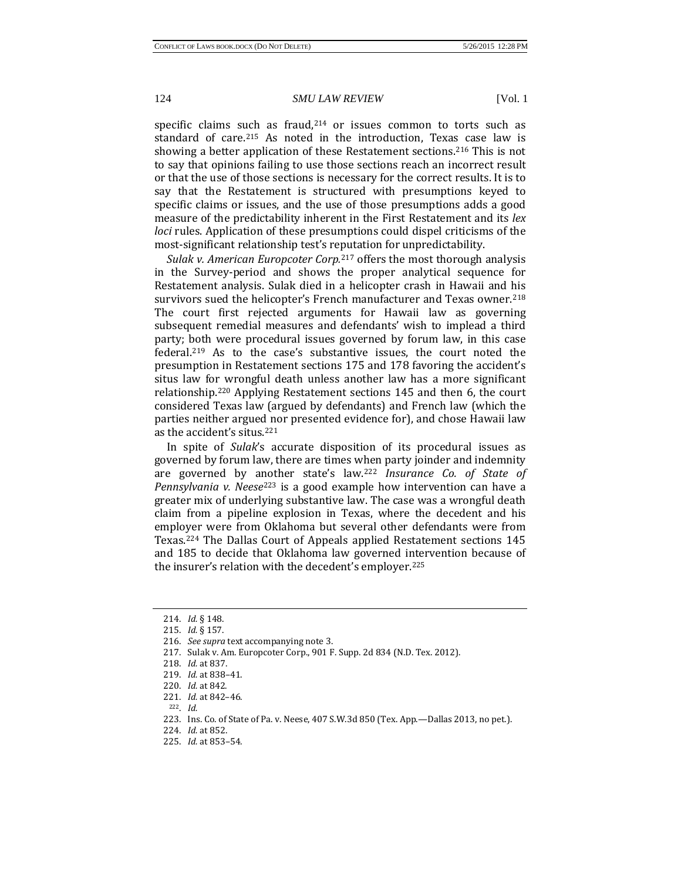specific claims such as fraud,[214] or issues common to torts such as standard of care.[215] As noted in the introduction, Texas case law is showing a better application of these Restatement sections.[216] This is not to say that opinions failing to use those sections reach an incorrect result or that the use of those sections is necessary for the correct results. It is to say that the Restatement is structured with presumptions keyed to specific claims or issues, and the use of those presumptions adds a good measure of the predictability inherent in the First Restatement and its *lex loci* rules. Application of these presumptions could dispel criticisms of the most-significant relationship test's reputation for unpredictability.

*Sulak v. American Europcoter Corp.*[217] offers the most thorough analysis in the Survey-period and shows the proper analytical sequence for Restatement analysis. Sulak died in a helicopter crash in Hawaii and his survivors sued the helicopter's French manufacturer and Texas owner.[218] The court first rejected arguments for Hawaii law as governing subsequent remedial measures and defendants' wish to implead a third party; both were procedural issues governed by forum law, in this case federal.[219] As to the case's substantive issues, the court noted the presumption in Restatement sections 175 and 178 favoring the accident's situs law for wrongful death unless another law has a more significant relationship.[220] Applying Restatement sections 145 and then 6, the court considered Texas law (argued by defendants) and French law (which the parties neither argued nor presented evidence for), and chose Hawaii law as the accident's situs.[221]

In spite of *Sulak*'s accurate disposition of its procedural issues as governed by forum law, there are times when party joinder and indemnity are governed by another state's law.[222] *Insurance Co. of State of Pennsylvania v. Neese*[223] is a good example how intervention can have a greater mix of underlying substantive law. The case was a wrongful death claim from a pipeline explosion in Texas, where the decedent and his employer were from Oklahoma but several other defendants were from Texas.[224] The Dallas Court of Appeals applied Restatement sections 145 and 185 to decide that Oklahoma law governed intervention because of the insurer's relation with the decedent's employer.[225]

214. *Id.* § 148.
215. *Id.* § 157.
216. *See supra* text accompanying note 3.
217. Sulak v. Am. Europcoter Corp., 901 F. Supp. 2d 834 (N.D. Tex. 2012).
218. *Id.* at 837.
219. *Id.* at 838–41.
220. *Id.* at 842.
221. *Id.* at 842–46.
222. *Id.*
223. Ins. Co. of State of Pa. v. Neese, 407 S.W.3d 850 (Tex. App.—Dallas 2013, no pet.).
224. *Id.* at 852.
225. *Id.* at 853–54.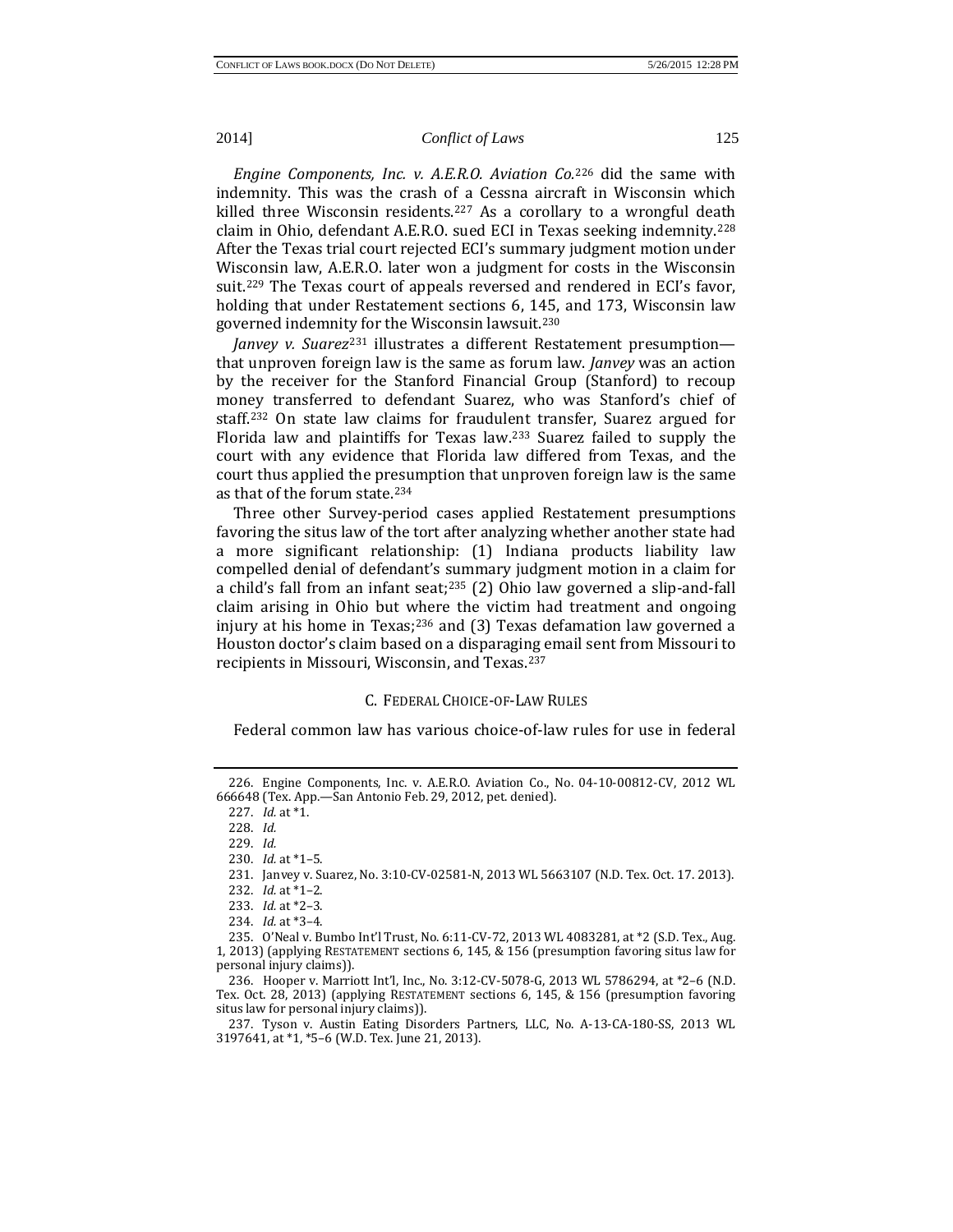*Engine Components, Inc. v. A.E.R.O. Aviation Co.*[226] did the same with indemnity. This was the crash of a Cessna aircraft in Wisconsin which killed three Wisconsin residents.[227] As a corollary to a wrongful death claim in Ohio, defendant A.E.R.O. sued ECI in Texas seeking indemnity.[228] After the Texas trial court rejected ECI's summary judgment motion under Wisconsin law, A.E.R.O. later won a judgment for costs in the Wisconsin suit.[229] The Texas court of appeals reversed and rendered in ECI's favor, holding that under Restatement sections 6, 145, and 173, Wisconsin law governed indemnity for the Wisconsin lawsuit.[230]

*Janvey v. Suarez*[231] illustrates a different Restatement presumption—that unproven foreign law is the same as forum law. *Janvey* was an action by the receiver for the Stanford Financial Group (Stanford) to recoup money transferred to defendant Suarez, who was Stanford's chief of staff.[232] On state law claims for fraudulent transfer, Suarez argued for Florida law and plaintiffs for Texas law.[233] Suarez failed to supply the court with any evidence that Florida law differed from Texas, and the court thus applied the presumption that unproven foreign law is the same as that of the forum state.[234]

Three other Survey-period cases applied Restatement presumptions favoring the situs law of the tort after analyzing whether another state had a more significant relationship: (1) Indiana products liability law compelled denial of defendant's summary judgment motion in a claim for a child's fall from an infant seat;[235] (2) Ohio law governed a slip-and-fall claim arising in Ohio but where the victim had treatment and ongoing injury at his home in Texas;[236] and (3) Texas defamation law governed a Houston doctor's claim based on a disparaging email sent from Missouri to recipients in Missouri, Wisconsin, and Texas.[237]

### C. Federal Choice-of-Law Rules

Federal common law has various choice-of-law rules for use in federal

---

226. Engine Components, Inc. v. A.E.R.O. Aviation Co., No. 04-10-00812-CV, 2012 WL 666648 (Tex. App.—San Antonio Feb. 29, 2012, pet. denied).

227. *Id.* at *1.

228. *Id.*

229. *Id.*

230. *Id.* at *1–5.

231. Janvey v. Suarez, No. 3:10-CV-02581-N, 2013 WL 5663107 (N.D. Tex. Oct. 17. 2013).

232. *Id.* at *1–2.

233. *Id.* at *2–3.

234. *Id.* at *3–4.

235. O'Neal v. Bumbo Int'l Trust, No. 6:11-CV-72, 2013 WL 4083281, at *2 (S.D. Tex., Aug. 1, 2013) (applying RESTATEMENT sections 6, 145, & 156 (presumption favoring situs law for personal injury claims)).

236. Hooper v. Marriott Int'l, Inc., No. 3:12-CV-5078-G, 2013 WL 5786294, at *2–6 (N.D. Tex. Oct. 28, 2013) (applying RESTATEMENT sections 6, 145, & 156 (presumption favoring situs law for personal injury claims)).

237. Tyson v. Austin Eating Disorders Partners, LLC, No. A-13-CA-180-SS, 2013 WL 3197641, at *1, *5–6 (W.D. Tex. June 21, 2013).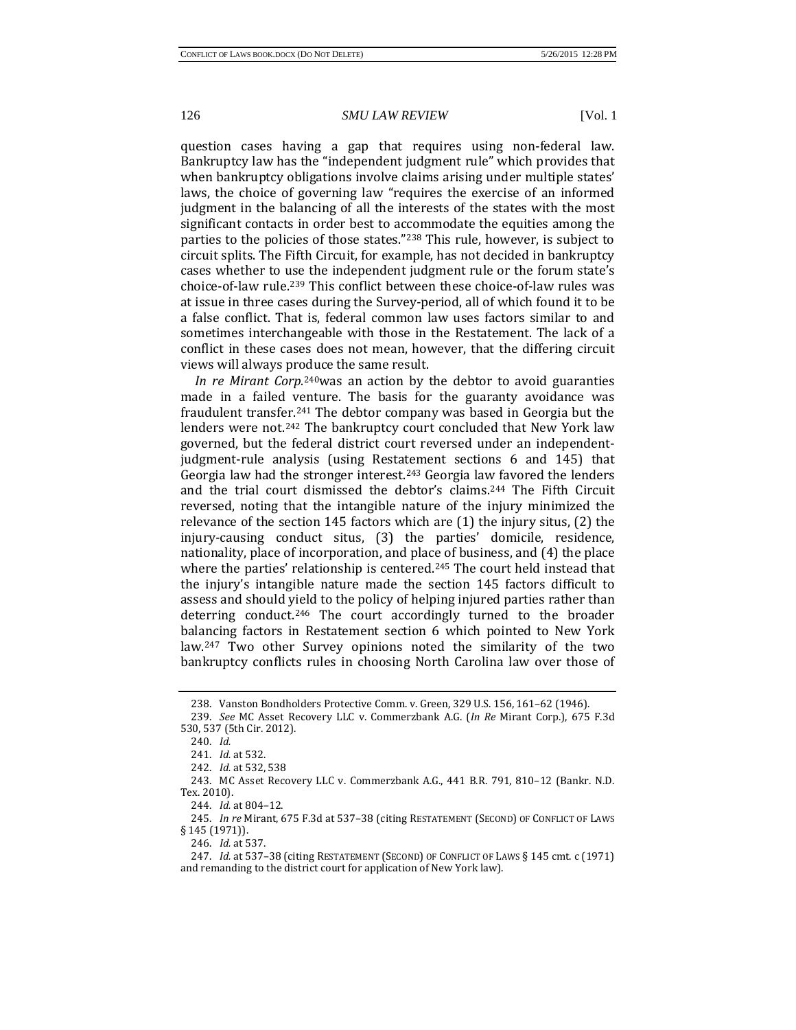question cases having a gap that requires using non-federal law. Bankruptcy law has the "independent judgment rule" which provides that when bankruptcy obligations involve claims arising under multiple states' laws, the choice of governing law "requires the exercise of an informed judgment in the balancing of all the interests of the states with the most significant contacts in order best to accommodate the equities among the parties to the policies of those states."[238] This rule, however, is subject to circuit splits. The Fifth Circuit, for example, has not decided in bankruptcy cases whether to use the independent judgment rule or the forum state's choice-of-law rule.[239] This conflict between these choice-of-law rules was at issue in three cases during the Survey-period, all of which found it to be a false conflict. That is, federal common law uses factors similar to and sometimes interchangeable with those in the Restatement. The lack of a conflict in these cases does not mean, however, that the differing circuit views will always produce the same result.

*In re Mirant Corp.*[240]was an action by the debtor to avoid guaranties made in a failed venture. The basis for the guaranty avoidance was fraudulent transfer.[241] The debtor company was based in Georgia but the lenders were not.[242] The bankruptcy court concluded that New York law governed, but the federal district court reversed under an independent-judgment-rule analysis (using Restatement sections 6 and 145) that Georgia law had the stronger interest.[243] Georgia law favored the lenders and the trial court dismissed the debtor's claims.[244] The Fifth Circuit reversed, noting that the intangible nature of the injury minimized the relevance of the section 145 factors which are (1) the injury situs, (2) the injury-causing conduct situs, (3) the parties' domicile, residence, nationality, place of incorporation, and place of business, and (4) the place where the parties' relationship is centered.[245] The court held instead that the injury's intangible nature made the section 145 factors difficult to assess and should yield to the policy of helping injured parties rather than deterring conduct.[246] The court accordingly turned to the broader balancing factors in Restatement section 6 which pointed to New York law.[247] Two other Survey opinions noted the similarity of the two bankruptcy conflicts rules in choosing North Carolina law over those of

---

238. Vanston Bondholders Protective Comm. v. Green, 329 U.S. 156, 161–62 (1946).

239. *See* MC Asset Recovery LLC v. Commerzbank A.G. (*In Re* Mirant Corp.), 675 F.3d 530, 537 (5th Cir. 2012).

240. *Id.*

241. *Id.* at 532.

242. *Id.* at 532, 538

243. MC Asset Recovery LLC v. Commerzbank A.G., 441 B.R. 791, 810–12 (Bankr. N.D. Tex. 2010).

244. *Id.* at 804–12.

245. *In re* Mirant, 675 F.3d at 537–38 (citing RESTATEMENT (SECOND) OF CONFLICT OF LAWS § 145 (1971)).

246. *Id.* at 537.

247. *Id.* at 537–38 (citing RESTATEMENT (SECOND) OF CONFLICT OF LAWS § 145 cmt. c (1971) and remanding to the district court for application of New York law).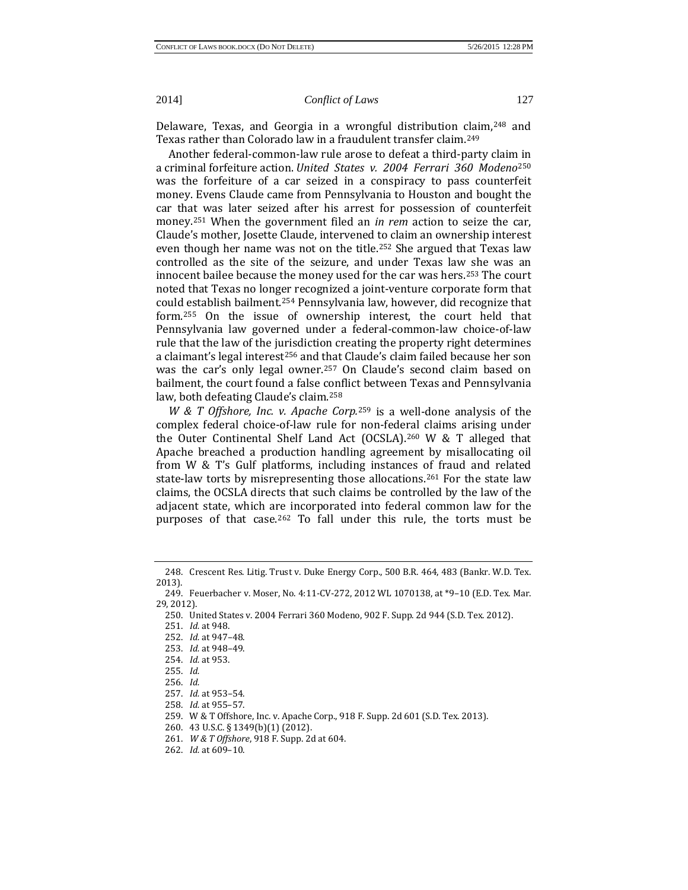Delaware, Texas, and Georgia in a wrongful distribution claim,[248] and Texas rather than Colorado law in a fraudulent transfer claim.[249]

Another federal-common-law rule arose to defeat a third-party claim in a criminal forfeiture action. *United States v. 2004 Ferrari 360 Modeno*[250] was the forfeiture of a car seized in a conspiracy to pass counterfeit money. Evens Claude came from Pennsylvania to Houston and bought the car that was later seized after his arrest for possession of counterfeit money.[251] When the government filed an *in rem* action to seize the car, Claude's mother, Josette Claude, intervened to claim an ownership interest even though her name was not on the title.[252] She argued that Texas law controlled as the site of the seizure, and under Texas law she was an innocent bailee because the money used for the car was hers.[253] The court noted that Texas no longer recognized a joint-venture corporate form that could establish bailment.[254] Pennsylvania law, however, did recognize that form.[255] On the issue of ownership interest, the court held that Pennsylvania law governed under a federal-common-law choice-of-law rule that the law of the jurisdiction creating the property right determines a claimant's legal interest[256] and that Claude's claim failed because her son was the car's only legal owner.[257] On Claude's second claim based on bailment, the court found a false conflict between Texas and Pennsylvania law, both defeating Claude's claim.[258]

*W & T Offshore, Inc. v. Apache Corp.*[259] is a well-done analysis of the complex federal choice-of-law rule for non-federal claims arising under the Outer Continental Shelf Land Act (OCSLA).[260] W & T alleged that Apache breached a production handling agreement by misallocating oil from W & T's Gulf platforms, including instances of fraud and related state-law torts by misrepresenting those allocations.[261] For the state law claims, the OCSLA directs that such claims be controlled by the law of the adjacent state, which are incorporated into federal common law for the purposes of that case.[262] To fall under this rule, the torts must be

---

248. Crescent Res. Litig. Trust v. Duke Energy Corp., 500 B.R. 464, 483 (Bankr. W.D. Tex. 2013).

249. Feuerbacher v. Moser, No. 4:11-CV-272, 2012 WL 1070138, at *9–10 (E.D. Tex. Mar. 29, 2012).

250. United States v. 2004 Ferrari 360 Modeno, 902 F. Supp. 2d 944 (S.D. Tex. 2012).

251. *Id.* at 948.

252. *Id.* at 947–48.

253. *Id.* at 948–49.

254. *Id.* at 953.

255. *Id.*

256. *Id.*

257. *Id.* at 953–54.

258. *Id.* at 955–57.

259. W & T Offshore, Inc. v. Apache Corp., 918 F. Supp. 2d 601 (S.D. Tex. 2013).

260. 43 U.S.C. § 1349(b)(1) (2012).

261. *W & T Offshore*, 918 F. Supp. 2d at 604.

262. *Id.* at 609–10.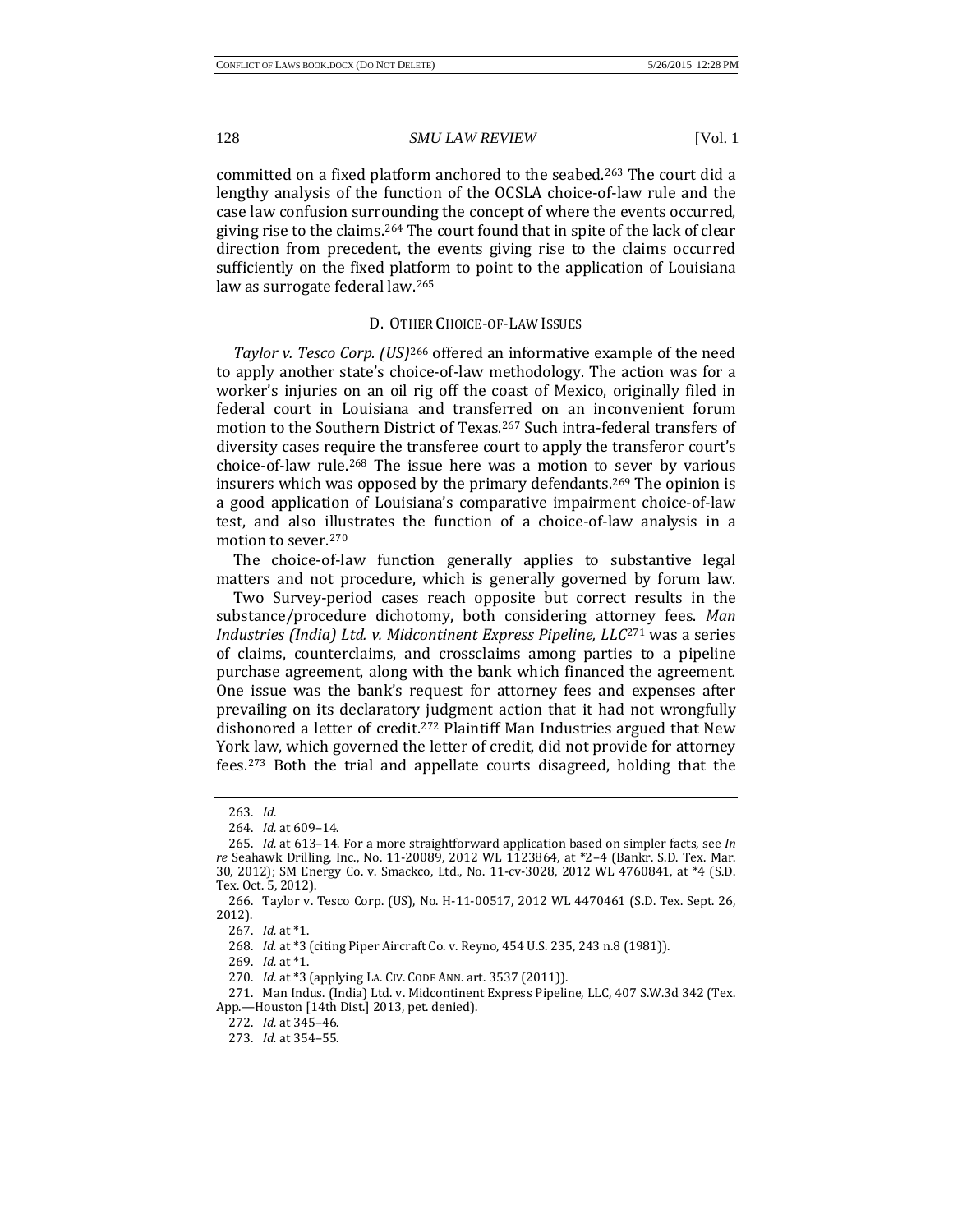committed on a fixed platform anchored to the seabed.[263] The court did a lengthy analysis of the function of the OCSLA choice-of-law rule and the case law confusion surrounding the concept of where the events occurred, giving rise to the claims.[264] The court found that in spite of the lack of clear direction from precedent, the events giving rise to the claims occurred sufficiently on the fixed platform to point to the application of Louisiana law as surrogate federal law.[265]

### D. Other Choice-of-Law Issues

*Taylor v. Tesco Corp. (US)*[266] offered an informative example of the need to apply another state's choice-of-law methodology. The action was for a worker's injuries on an oil rig off the coast of Mexico, originally filed in federal court in Louisiana and transferred on an inconvenient forum motion to the Southern District of Texas.[267] Such intra-federal transfers of diversity cases require the transferee court to apply the transferor court's choice-of-law rule.[268] The issue here was a motion to sever by various insurers which was opposed by the primary defendants.[269] The opinion is a good application of Louisiana's comparative impairment choice-of-law test, and also illustrates the function of a choice-of-law analysis in a motion to sever.[270]

The choice-of-law function generally applies to substantive legal matters and not procedure, which is generally governed by forum law.

Two Survey-period cases reach opposite but correct results in the substance/procedure dichotomy, both considering attorney fees. *Man Industries (India) Ltd. v. Midcontinent Express Pipeline, LLC*[271] was a series of claims, counterclaims, and crossclaims among parties to a pipeline purchase agreement, along with the bank which financed the agreement. One issue was the bank's request for attorney fees and expenses after prevailing on its declaratory judgment action that it had not wrongfully dishonored a letter of credit.[272] Plaintiff Man Industries argued that New York law, which governed the letter of credit, did not provide for attorney fees.[273] Both the trial and appellate courts disagreed, holding that the

---

263. *Id.*

264. *Id.* at 609–14.

265. *Id.* at 613–14. For a more straightforward application based on simpler facts, see *In re* Seahawk Drilling, Inc., No. 11-20089, 2012 WL 1123864, at *2–4 (Bankr. S.D. Tex. Mar. 30, 2012); SM Energy Co. v. Smackco, Ltd., No. 11-cv-3028, 2012 WL 4760841, at *4 (S.D. Tex. Oct. 5, 2012).

266. Taylor v. Tesco Corp. (US), No. H-11-00517, 2012 WL 4470461 (S.D. Tex. Sept. 26, 2012).

267. *Id.* at *1.

268. *Id.* at *3 (citing Piper Aircraft Co. v. Reyno, 454 U.S. 235, 243 n.8 (1981)).

269. *Id.* at *1.

270. *Id.* at *3 (applying La. Civ. Code Ann. art. 3537 (2011)).

271. Man Indus. (India) Ltd. v. Midcontinent Express Pipeline, LLC, 407 S.W.3d 342 (Tex. App.—Houston [14th Dist.] 2013, pet. denied).

272. *Id.* at 345–46.

273. *Id.* at 354–55.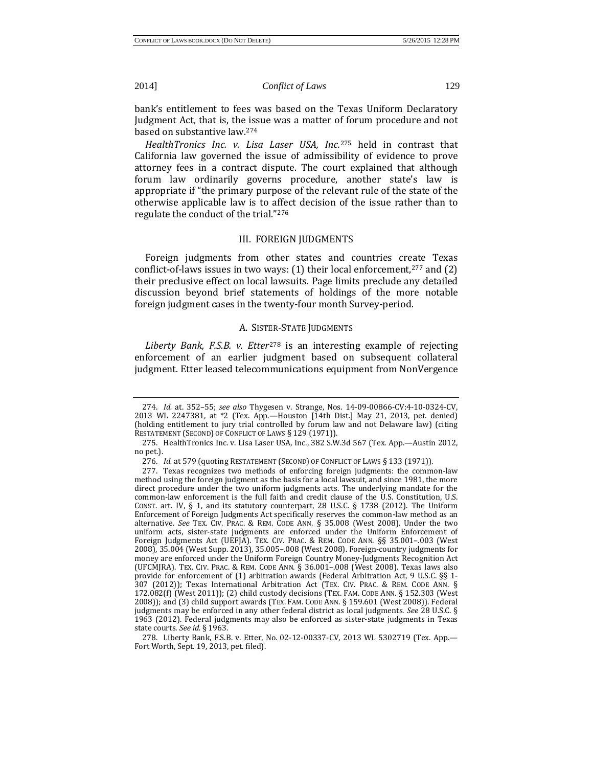bank's entitlement to fees was based on the Texas Uniform Declaratory Judgment Act, that is, the issue was a matter of forum procedure and not based on substantive law.[274]

*HealthTronics Inc. v. Lisa Laser USA, Inc.*[275] held in contrast that California law governed the issue of admissibility of evidence to prove attorney fees in a contract dispute. The court explained that although forum law ordinarily governs procedure, another state's law is appropriate if "the primary purpose of the relevant rule of the state of the otherwise applicable law is to affect decision of the issue rather than to regulate the conduct of the trial."[276]

## III. FOREIGN JUDGMENTS

Foreign judgments from other states and countries create Texas conflict-of-laws issues in two ways: (1) their local enforcement,[277] and (2) their preclusive effect on local lawsuits. Page limits preclude any detailed discussion beyond brief statements of holdings of the more notable foreign judgment cases in the twenty-four month Survey-period.

### A. SISTER-STATE JUDGMENTS

*Liberty Bank, F.S.B. v. Etter*[278] is an interesting example of rejecting enforcement of an earlier judgment based on subsequent collateral judgment. Etter leased telecommunications equipment from NonVergence

---

274. *Id.* at. 352–55; *see also* Thygesen v. Strange, Nos. 14-09-00866-CV:4-10-0324-CV, 2013 WL 2247381, at *2 (Tex. App.—Houston [14th Dist.] May 21, 2013, pet. denied) (holding entitlement to jury trial controlled by forum law and not Delaware law) (citing RESTATEMENT (SECOND) OF CONFLICT OF LAWS § 129 (1971)).

275. HealthTronics Inc. v. Lisa Laser USA, Inc., 382 S.W.3d 567 (Tex. App.—Austin 2012, no pet.).

276. *Id.* at 579 (quoting RESTATEMENT (SECOND) OF CONFLICT OF LAWS § 133 (1971)).

277. Texas recognizes two methods of enforcing foreign judgments: the common-law method using the foreign judgment as the basis for a local lawsuit, and since 1981, the more direct procedure under the two uniform judgments acts. The underlying mandate for the common-law enforcement is the full faith and credit clause of the U.S. Constitution, U.S. CONST. art. IV, § 1, and its statutory counterpart, 28 U.S.C. § 1738 (2012). The Uniform Enforcement of Foreign Judgments Act specifically reserves the common-law method as an alternative. *See* TEX. CIV. PRAC. & REM. CODE ANN. § 35.008 (West 2008). Under the two uniform acts, sister-state judgments are enforced under the Uniform Enforcement of Foreign Judgments Act (UEFJA). TEX. CIV. PRAC. & REM. CODE ANN. §§ 35.001–.003 (West 2008), 35.004 (West Supp. 2013), 35.005–.008 (West 2008). Foreign-country judgments for money are enforced under the Uniform Foreign Country Money-Judgments Recognition Act (UFCMJRA). TEX. CIV. PRAC. & REM. CODE ANN. § 36.001–.008 (West 2008). Texas laws also provide for enforcement of (1) arbitration awards (Federal Arbitration Act, 9 U.S.C. §§ 1-307 (2012)); Texas International Arbitration Act (TEX. CIV. PRAC. & REM. CODE ANN. § 172.082(f) (West 2011)); (2) child custody decisions (TEX. FAM. CODE ANN. § 152.303 (West 2008)); and (3) child support awards (TEX. FAM. CODE ANN. § 159.601 (West 2008)). Federal judgments may be enforced in any other federal district as local judgments. *See* 28 U.S.C. § 1963 (2012). Federal judgments may also be enforced as sister-state judgments in Texas state courts. *See id.* § 1963.

278. Liberty Bank, F.S.B. v. Etter, No. 02-12-00337-CV, 2013 WL 5302719 (Tex. App.—Fort Worth, Sept. 19, 2013, pet. filed).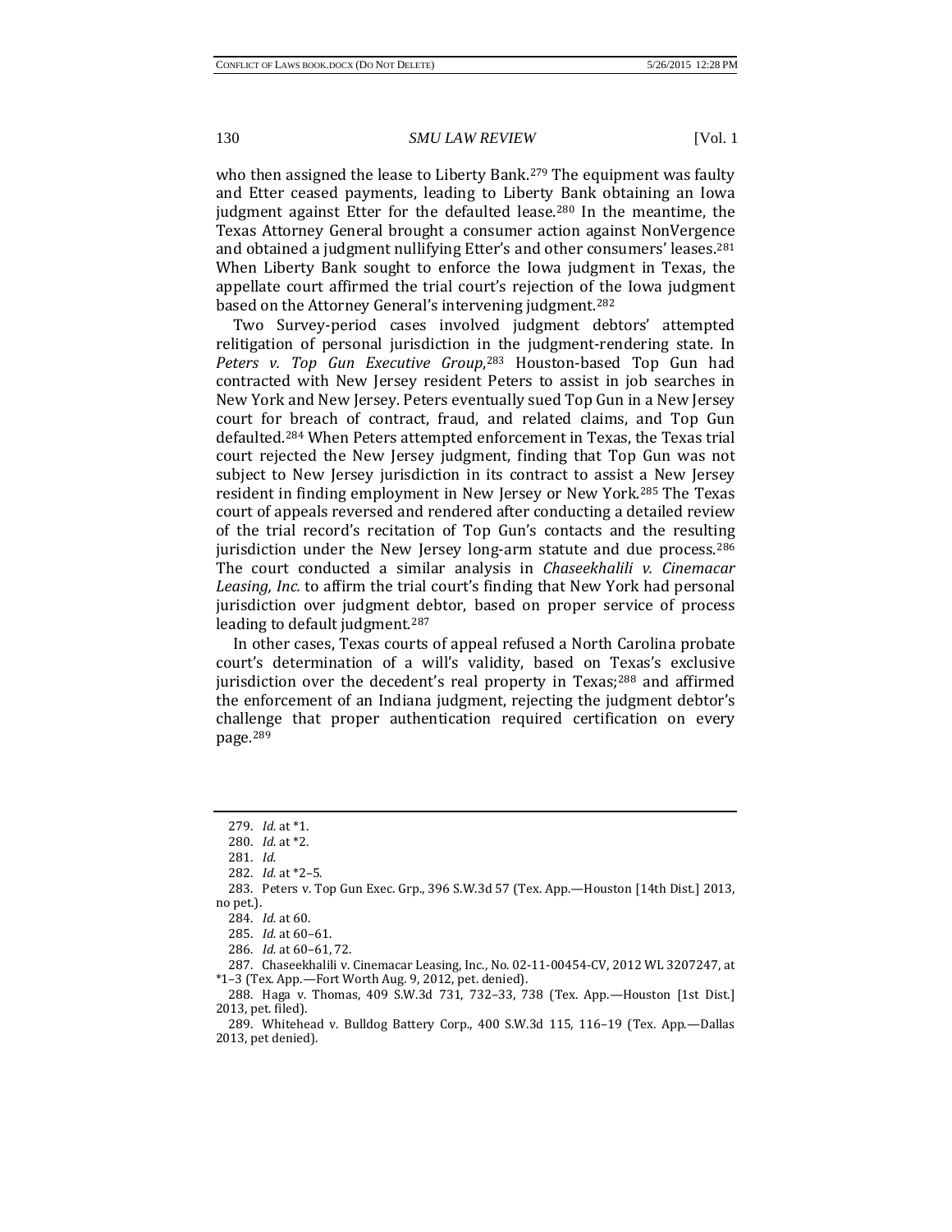who then assigned the lease to Liberty Bank.[279] The equipment was faulty and Etter ceased payments, leading to Liberty Bank obtaining an Iowa judgment against Etter for the defaulted lease.[280] In the meantime, the Texas Attorney General brought a consumer action against NonVergence and obtained a judgment nullifying Etter's and other consumers' leases.[281] When Liberty Bank sought to enforce the Iowa judgment in Texas, the appellate court affirmed the trial court's rejection of the Iowa judgment based on the Attorney General's intervening judgment.[282]

Two Survey-period cases involved judgment debtors' attempted relitigation of personal jurisdiction in the judgment-rendering state. In *Peters v. Top Gun Executive Group*,[283] Houston-based Top Gun had contracted with New Jersey resident Peters to assist in job searches in New York and New Jersey. Peters eventually sued Top Gun in a New Jersey court for breach of contract, fraud, and related claims, and Top Gun defaulted.[284] When Peters attempted enforcement in Texas, the Texas trial court rejected the New Jersey judgment, finding that Top Gun was not subject to New Jersey jurisdiction in its contract to assist a New Jersey resident in finding employment in New Jersey or New York.[285] The Texas court of appeals reversed and rendered after conducting a detailed review of the trial record's recitation of Top Gun's contacts and the resulting jurisdiction under the New Jersey long-arm statute and due process.[286] The court conducted a similar analysis in *Chaseekhalili v. Cinemacar Leasing, Inc.* to affirm the trial court's finding that New York had personal jurisdiction over judgment debtor, based on proper service of process leading to default judgment.[287]

In other cases, Texas courts of appeal refused a North Carolina probate court's determination of a will's validity, based on Texas's exclusive jurisdiction over the decedent's real property in Texas;[288] and affirmed the enforcement of an Indiana judgment, rejecting the judgment debtor's challenge that proper authentication required certification on every page.[289]

---

279. *Id.* at *1.

280. *Id.* at *2.

281. *Id.*

282. *Id.* at *2–5.

283. Peters v. Top Gun Exec. Grp., 396 S.W.3d 57 (Tex. App.—Houston [14th Dist.] 2013, no pet.).

284. *Id.* at 60.

285. *Id.* at 60–61.

286. *Id.* at 60–61, 72.

287. Chaseekhalili v. Cinemacar Leasing, Inc., No. 02-11-00454-CV, 2012 WL 3207247, at *1–3 (Tex. App.—Fort Worth Aug. 9, 2012, pet. denied).

288. Haga v. Thomas, 409 S.W.3d 731, 732–33, 738 (Tex. App.—Houston [1st Dist.] 2013, pet. filed).

289. Whitehead v. Bulldog Battery Corp., 400 S.W.3d 115, 116–19 (Tex. App.—Dallas 2013, pet denied).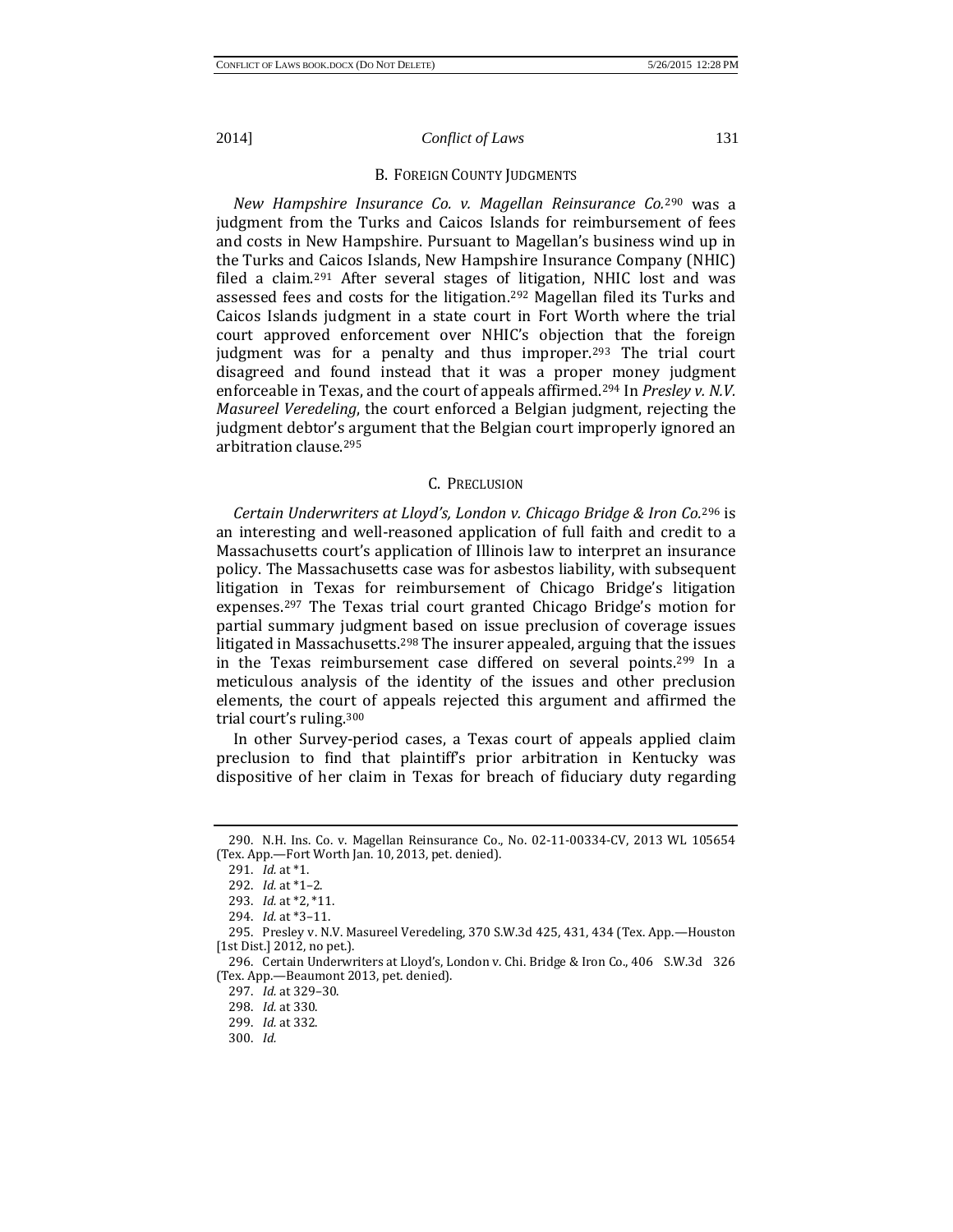### B. Foreign County Judgments

*New Hampshire Insurance Co. v. Magellan Reinsurance Co.*[290] was a judgment from the Turks and Caicos Islands for reimbursement of fees and costs in New Hampshire. Pursuant to Magellan's business wind up in the Turks and Caicos Islands, New Hampshire Insurance Company (NHIC) filed a claim.[291] After several stages of litigation, NHIC lost and was assessed fees and costs for the litigation.[292] Magellan filed its Turks and Caicos Islands judgment in a state court in Fort Worth where the trial court approved enforcement over NHIC's objection that the foreign judgment was for a penalty and thus improper.[293] The trial court disagreed and found instead that it was a proper money judgment enforceable in Texas, and the court of appeals affirmed.[294] In *Presley v. N.V. Masureel Veredeling*, the court enforced a Belgian judgment, rejecting the judgment debtor's argument that the Belgian court improperly ignored an arbitration clause.[295]

### C. Preclusion

*Certain Underwriters at Lloyd's, London v. Chicago Bridge & Iron Co.*[296] is an interesting and well-reasoned application of full faith and credit to a Massachusetts court's application of Illinois law to interpret an insurance policy. The Massachusetts case was for asbestos liability, with subsequent litigation in Texas for reimbursement of Chicago Bridge's litigation expenses.[297] The Texas trial court granted Chicago Bridge's motion for partial summary judgment based on issue preclusion of coverage issues litigated in Massachusetts.[298] The insurer appealed, arguing that the issues in the Texas reimbursement case differed on several points.[299] In a meticulous analysis of the identity of the issues and other preclusion elements, the court of appeals rejected this argument and affirmed the trial court's ruling.[300]

In other Survey-period cases, a Texas court of appeals applied claim preclusion to find that plaintiff's prior arbitration in Kentucky was dispositive of her claim in Texas for breach of fiduciary duty regarding

---

290. N.H. Ins. Co. v. Magellan Reinsurance Co., No. 02-11-00334-CV, 2013 WL 105654 (Tex. App.—Fort Worth Jan. 10, 2013, pet. denied).

291. *Id.* at *1.

292. *Id.* at *1–2.

293. *Id.* at *2, *11.

294. *Id.* at *3–11.

295. Presley v. N.V. Masureel Veredeling, 370 S.W.3d 425, 431, 434 (Tex. App.—Houston [1st Dist.] 2012, no pet.).

296. Certain Underwriters at Lloyd's, London v. Chi. Bridge & Iron Co., 406 S.W.3d 326 (Tex. App.—Beaumont 2013, pet. denied).

297. *Id.* at 329–30.

298. *Id.* at 330.

299. *Id.* at 332.

300. *Id.*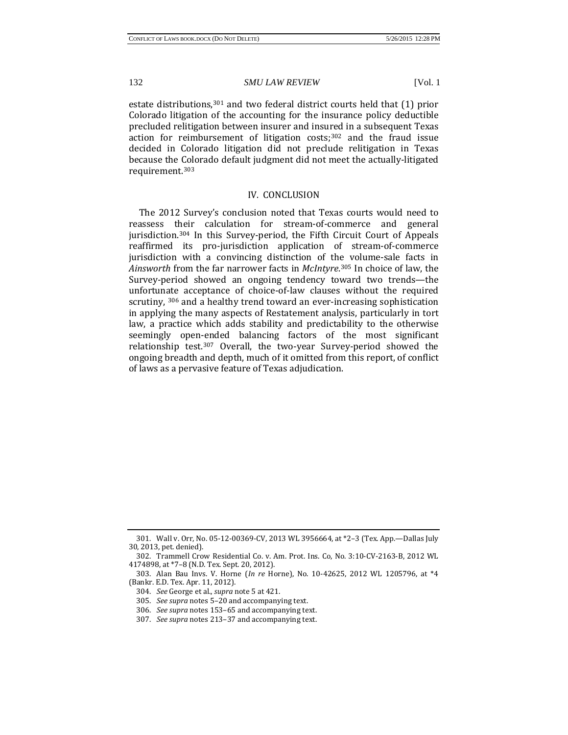estate distributions,[301] and two federal district courts held that (1) prior Colorado litigation of the accounting for the insurance policy deductible precluded relitigation between insurer and insured in a subsequent Texas action for reimbursement of litigation costs;[302] and the fraud issue decided in Colorado litigation did not preclude relitigation in Texas because the Colorado default judgment did not meet the actually-litigated requirement.[303]

## IV. CONCLUSION

The 2012 Survey's conclusion noted that Texas courts would need to reassess their calculation for stream-of-commerce and general jurisdiction.[304] In this Survey-period, the Fifth Circuit Court of Appeals reaffirmed its pro-jurisdiction application of stream-of-commerce jurisdiction with a convincing distinction of the volume-sale facts in *Ainsworth* from the far narrower facts in *McIntyre*.[305] In choice of law, the Survey-period showed an ongoing tendency toward two trends—the unfortunate acceptance of choice-of-law clauses without the required scrutiny, [306] and a healthy trend toward an ever-increasing sophistication in applying the many aspects of Restatement analysis, particularly in tort law, a practice which adds stability and predictability to the otherwise seemingly open-ended balancing factors of the most significant relationship test.[307] Overall, the two-year Survey-period showed the ongoing breadth and depth, much of it omitted from this report, of conflict of laws as a pervasive feature of Texas adjudication.

---

301. Wall v. Orr, No. 05-12-00369-CV, 2013 WL 3956664, at *2–3 (Tex. App.—Dallas July 30, 2013, pet. denied).

302. Trammell Crow Residential Co. v. Am. Prot. Ins. Co, No. 3:10-CV-2163-B, 2012 WL 4174898, at *7–8 (N.D. Tex. Sept. 20, 2012).

303. Alan Bau Invs. V. Horne (*In re* Horne), No. 10-42625, 2012 WL 1205796, at *4 (Bankr. E.D. Tex. Apr. 11, 2012).

304. *See* George et al., *supra* note 5 at 421.

305. *See supra* notes 5–20 and accompanying text.

306. *See supra* notes 153–65 and accompanying text.

307. *See supra* notes 213–37 and accompanying text.